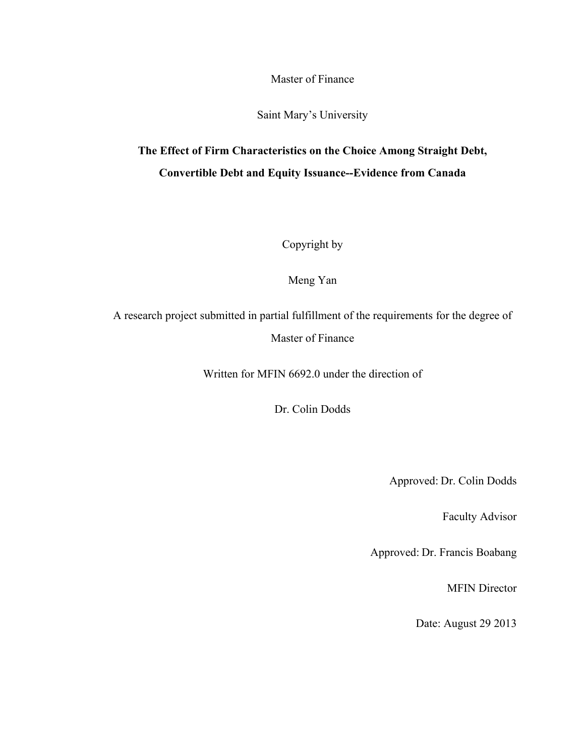Master of Finance

Saint Mary's University

# The Effect of Firm Characteristics on the Choice Among Straight Debt, Convertible Debt and Equity Issuance--Evidence from Canada

Copyright by

Meng Yan

A research project submitted in partial fulfillment of the requirements for the degree of Master of Finance

Written for MFIN 6692.0 under the direction of

Dr. Colin Dodds

Approved: Dr. Colin Dodds

Faculty Advisor

Approved: Dr. Francis Boabang

MFIN Director

Date: August 29 2013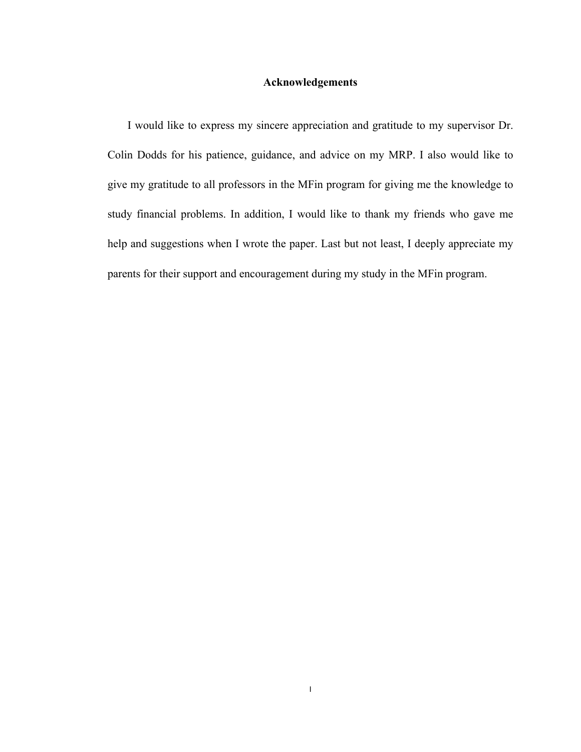# Acknowledgements

I would like to express my sincere appreciation and gratitude to my supervisor Dr. Colin Dodds for his patience, guidance, and advice on my MRP. I also would like to give my gratitude to all professors in the MFin program for giving me the knowledge to study financial problems. In addition, I would like to thank my friends who gave me help and suggestions when I wrote the paper. Last but not least, I deeply appreciate my parents for their support and encouragement during my study in the MFin program.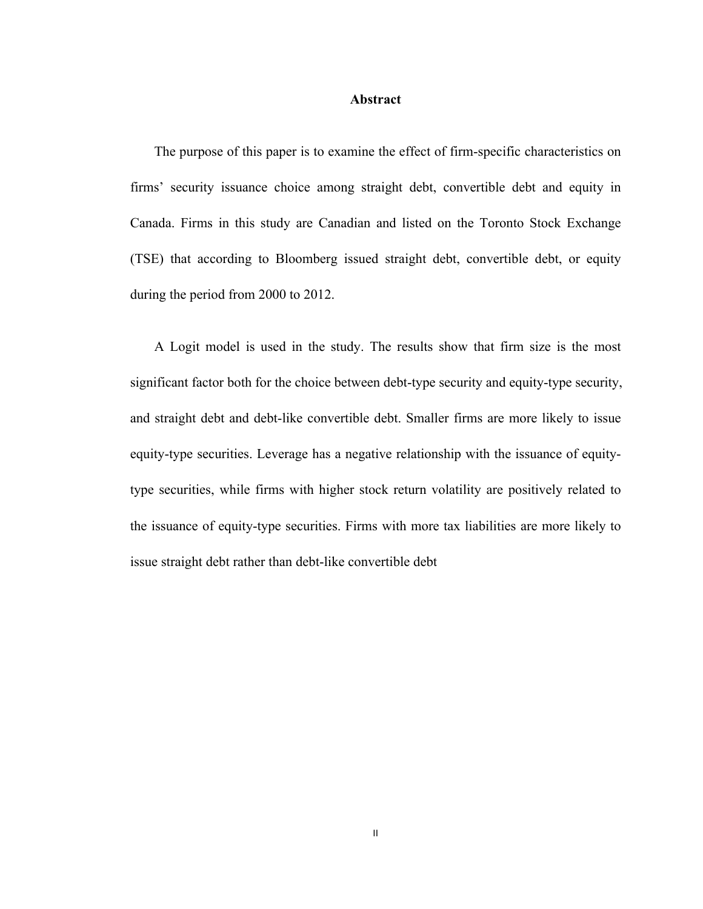# Abstract

The purpose of this paper is to examine the effect of firm-specific characteristics on firms' security issuance choice among straight debt, convertible debt and equity in Canada. Firms in this study are Canadian and listed on the Toronto Stock Exchange (TSE) that according to Bloomberg issued straight debt, convertible debt, or equity during the period from 2000 to 2012.

A Logit model is used in the study. The results show that firm size is the most significant factor both for the choice between debt-type security and equity-type security, and straight debt and debt-like convertible debt. Smaller firms are more likely to issue equity-type securities. Leverage has a negative relationship with the issuance of equity-type securities, while firms with higher stock return volatility are positively related to the issuance of equity-type securities. Firms with more tax liabilities are more likely to issue straight debt rather than debt-like convertible debt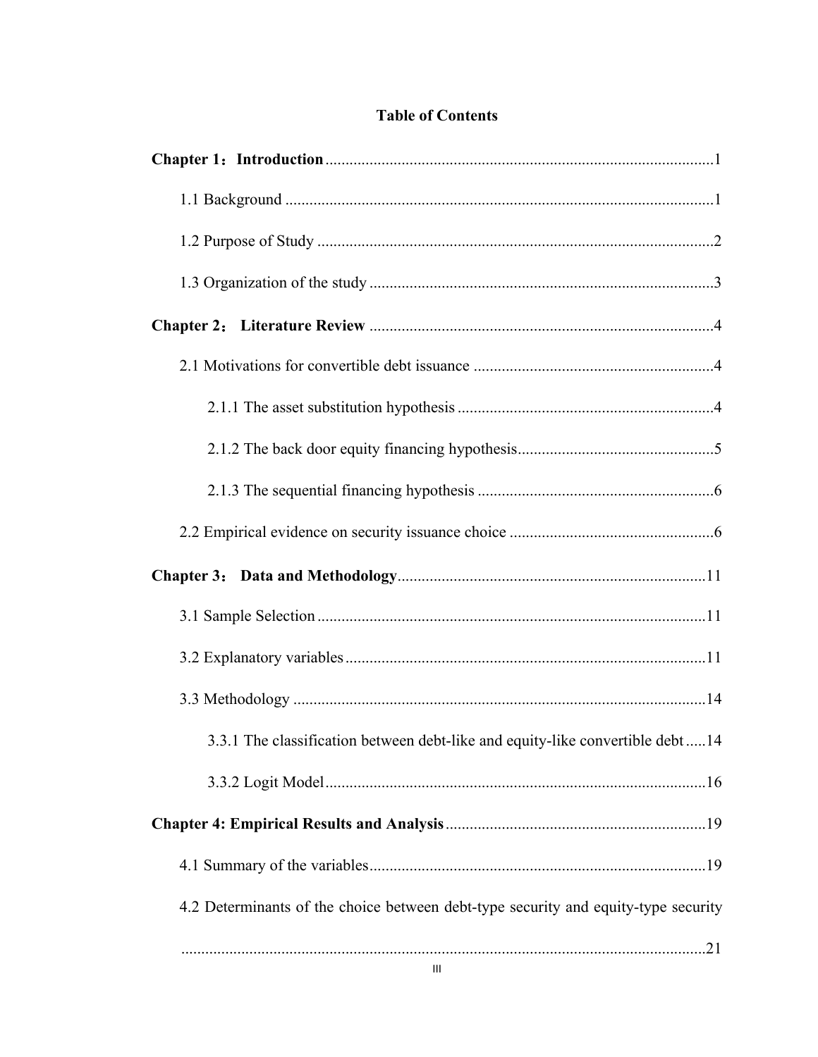**Table of Contents**

**Chapter 1：Introduction** ................................................................................................1

1.1 Background ..........................................................................................................1

1.2 Purpose of Study ..................................................................................................2

1.3 Organization of the study .....................................................................................3

**Chapter 2： Literature Review** .....................................................................................4

2.1 Motivations for convertible debt issuance ...........................................................4

2.1.1 The asset substitution hypothesis ...............................................................4

2.1.2 The back door equity financing hypothesis................................................5

2.1.3 The sequential financing hypothesis ..........................................................6

2.2 Empirical evidence on security issuance choice ..................................................6

**Chapter 3： Data and Methodology**............................................................................11

3.1 Sample Selection ................................................................................................11

3.2 Explanatory variables .........................................................................................11

3.3 Methodology ......................................................................................................14

3.3.1 The classification between debt-like and equity-like convertible debt .....14

3.3.2 Logit Model ..............................................................................................16

**Chapter 4: Empirical Results and Analysis** ................................................................19

4.1 Summary of the variables...................................................................................19

4.2 Determinants of the choice between debt-type security and equity-type security ..................................................................................................................21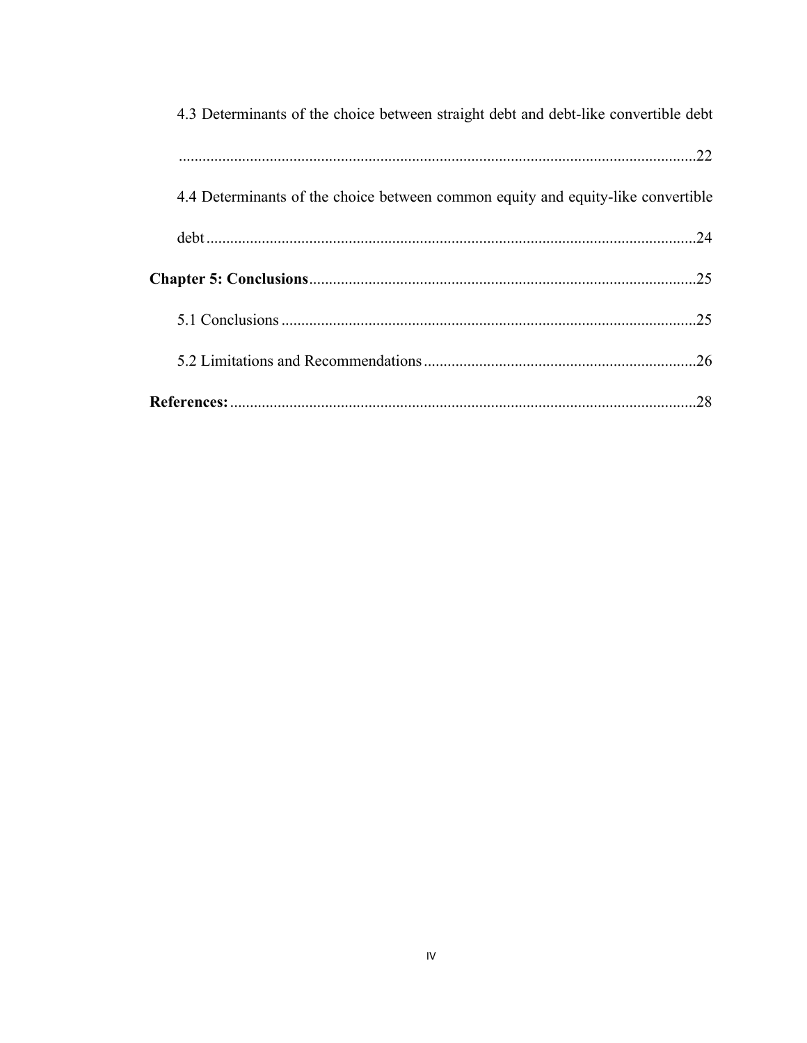4.3 Determinants of the choice between straight debt and debt-like convertible debt ....................................................................................................................... 22

4.4 Determinants of the choice between common equity and equity-like convertible debt ........................................................................................................................... 24

**Chapter 5: Conclusions** ................................................................................................. 25

5.1 Conclusions ........................................................................................................ 25

5.2 Limitations and Recommendations .................................................................... 26

**References:** ...................................................................................................................... 28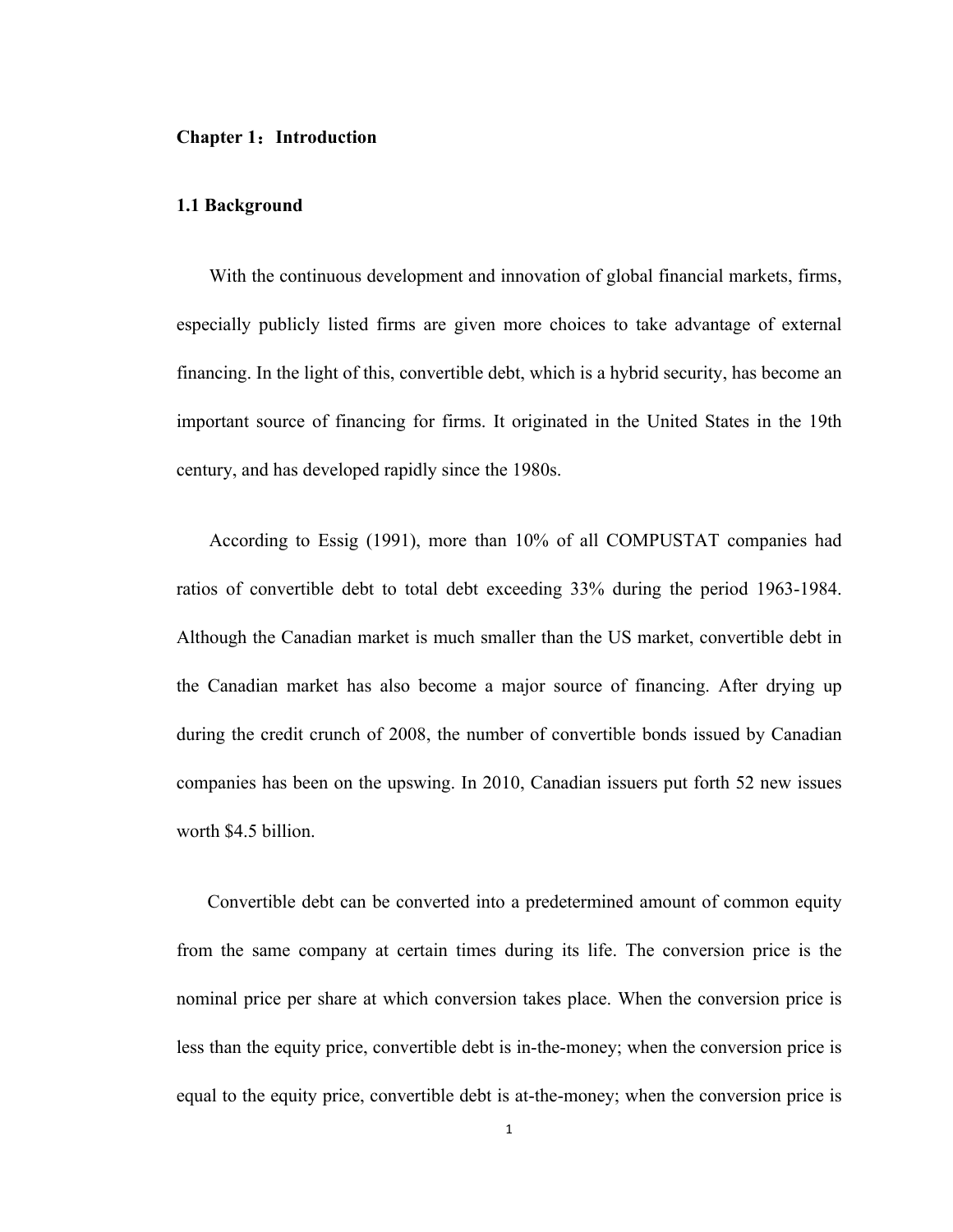# Chapter 1：Introduction

## 1.1 Background

With the continuous development and innovation of global financial markets, firms, especially publicly listed firms are given more choices to take advantage of external financing. In the light of this, convertible debt, which is a hybrid security, has become an important source of financing for firms. It originated in the United States in the 19th century, and has developed rapidly since the 1980s.

According to Essig (1991), more than 10% of all COMPUSTAT companies had ratios of convertible debt to total debt exceeding 33% during the period 1963-1984. Although the Canadian market is much smaller than the US market, convertible debt in the Canadian market has also become a major source of financing. After drying up during the credit crunch of 2008, the number of convertible bonds issued by Canadian companies has been on the upswing. In 2010, Canadian issuers put forth 52 new issues worth $4.5 billion.

Convertible debt can be converted into a predetermined amount of common equity from the same company at certain times during its life. The conversion price is the nominal price per share at which conversion takes place. When the conversion price is less than the equity price, convertible debt is in-the-money; when the conversion price is equal to the equity price, convertible debt is at-the-money; when the conversion price is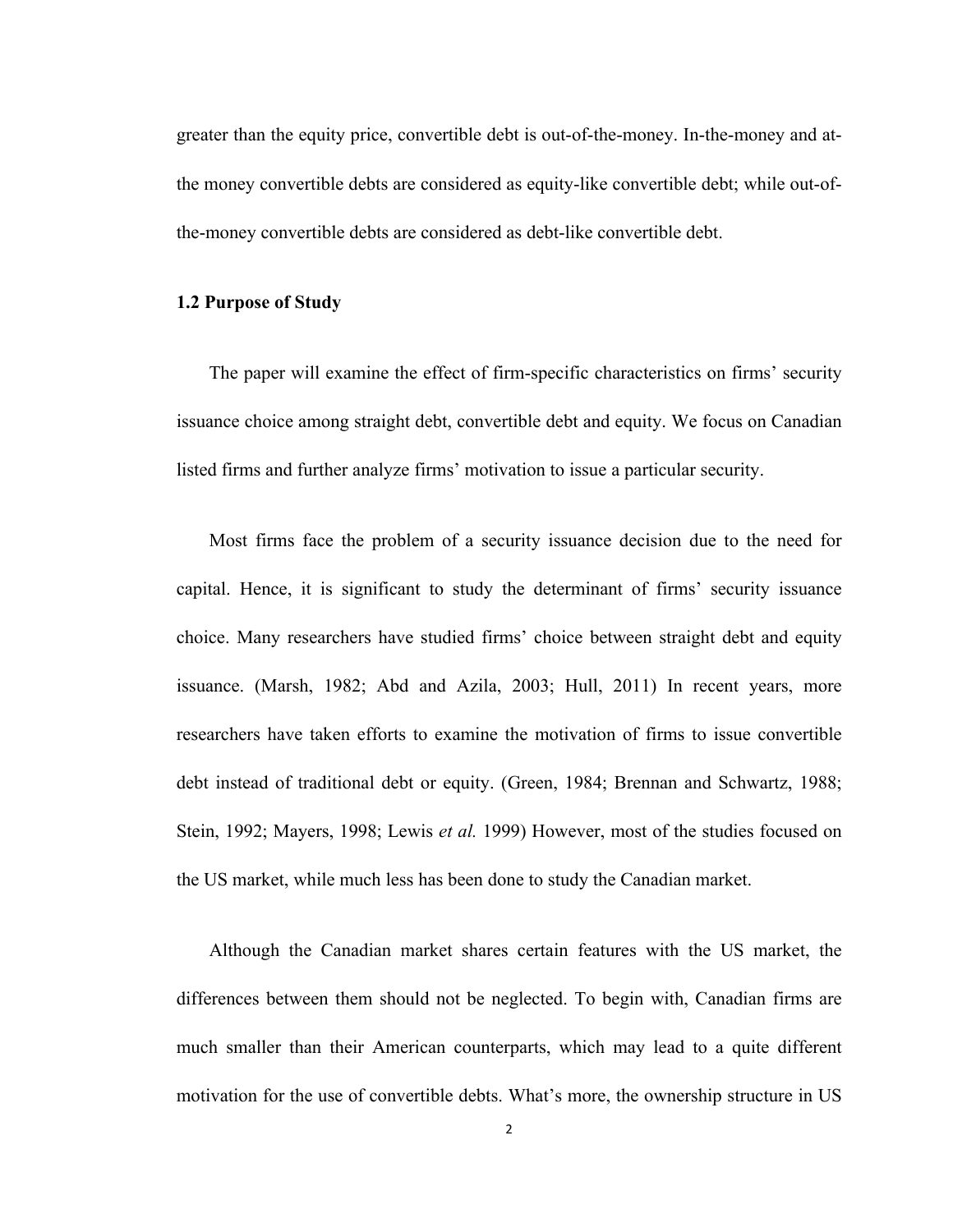greater than the equity price, convertible debt is out-of-the-money. In-the-money and at-the money convertible debts are considered as equity-like convertible debt; while out-of-the-money convertible debts are considered as debt-like convertible debt.

### 1.2 Purpose of Study

The paper will examine the effect of firm-specific characteristics on firms' security issuance choice among straight debt, convertible debt and equity. We focus on Canadian listed firms and further analyze firms' motivation to issue a particular security.

Most firms face the problem of a security issuance decision due to the need for capital. Hence, it is significant to study the determinant of firms' security issuance choice. Many researchers have studied firms' choice between straight debt and equity issuance. (Marsh, 1982; Abd and Azila, 2003; Hull, 2011) In recent years, more researchers have taken efforts to examine the motivation of firms to issue convertible debt instead of traditional debt or equity. (Green, 1984; Brennan and Schwartz, 1988; Stein, 1992; Mayers, 1998; Lewis *et al.* 1999) However, most of the studies focused on the US market, while much less has been done to study the Canadian market.

Although the Canadian market shares certain features with the US market, the differences between them should not be neglected. To begin with, Canadian firms are much smaller than their American counterparts, which may lead to a quite different motivation for the use of convertible debts. What's more, the ownership structure in US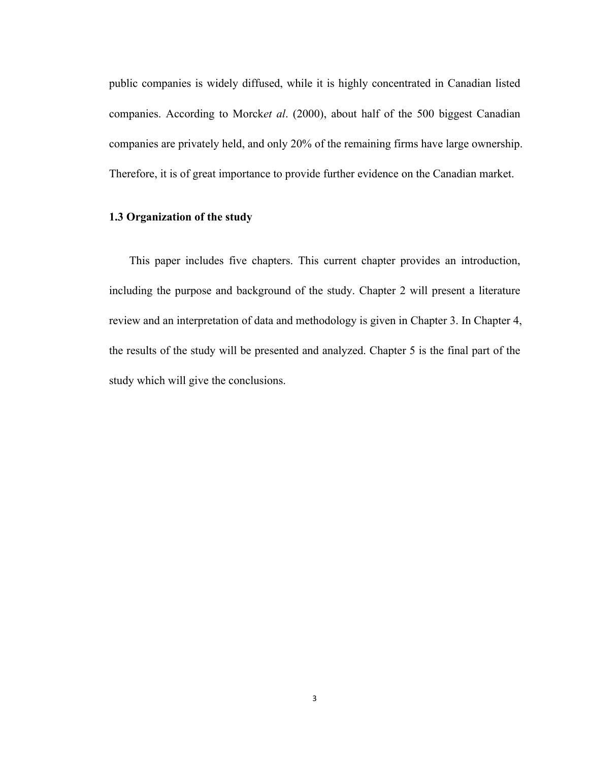public companies is widely diffused, while it is highly concentrated in Canadian listed companies. According to Morck*et al*. (2000), about half of the 500 biggest Canadian companies are privately held, and only 20% of the remaining firms have large ownership. Therefore, it is of great importance to provide further evidence on the Canadian market.

### 1.3 Organization of the study

This paper includes five chapters. This current chapter provides an introduction, including the purpose and background of the study. Chapter 2 will present a literature review and an interpretation of data and methodology is given in Chapter 3. In Chapter 4, the results of the study will be presented and analyzed. Chapter 5 is the final part of the study which will give the conclusions.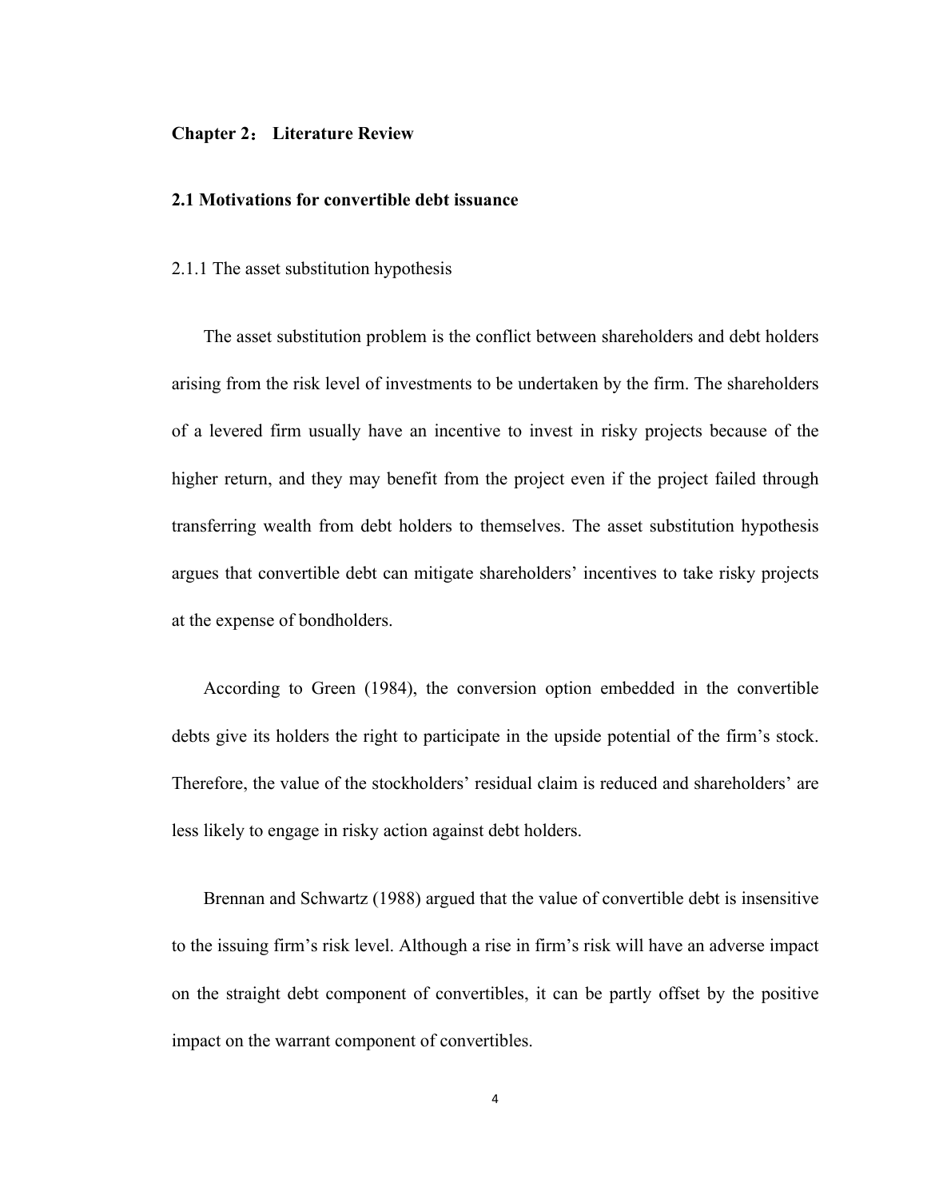# Chapter 2： Literature Review

## 2.1 Motivations for convertible debt issuance

### 2.1.1 The asset substitution hypothesis

The asset substitution problem is the conflict between shareholders and debt holders arising from the risk level of investments to be undertaken by the firm. The shareholders of a levered firm usually have an incentive to invest in risky projects because of the higher return, and they may benefit from the project even if the project failed through transferring wealth from debt holders to themselves. The asset substitution hypothesis argues that convertible debt can mitigate shareholders' incentives to take risky projects at the expense of bondholders.

According to Green (1984), the conversion option embedded in the convertible debts give its holders the right to participate in the upside potential of the firm's stock. Therefore, the value of the stockholders' residual claim is reduced and shareholders' are less likely to engage in risky action against debt holders.

Brennan and Schwartz (1988) argued that the value of convertible debt is insensitive to the issuing firm's risk level. Although a rise in firm's risk will have an adverse impact on the straight debt component of convertibles, it can be partly offset by the positive impact on the warrant component of convertibles.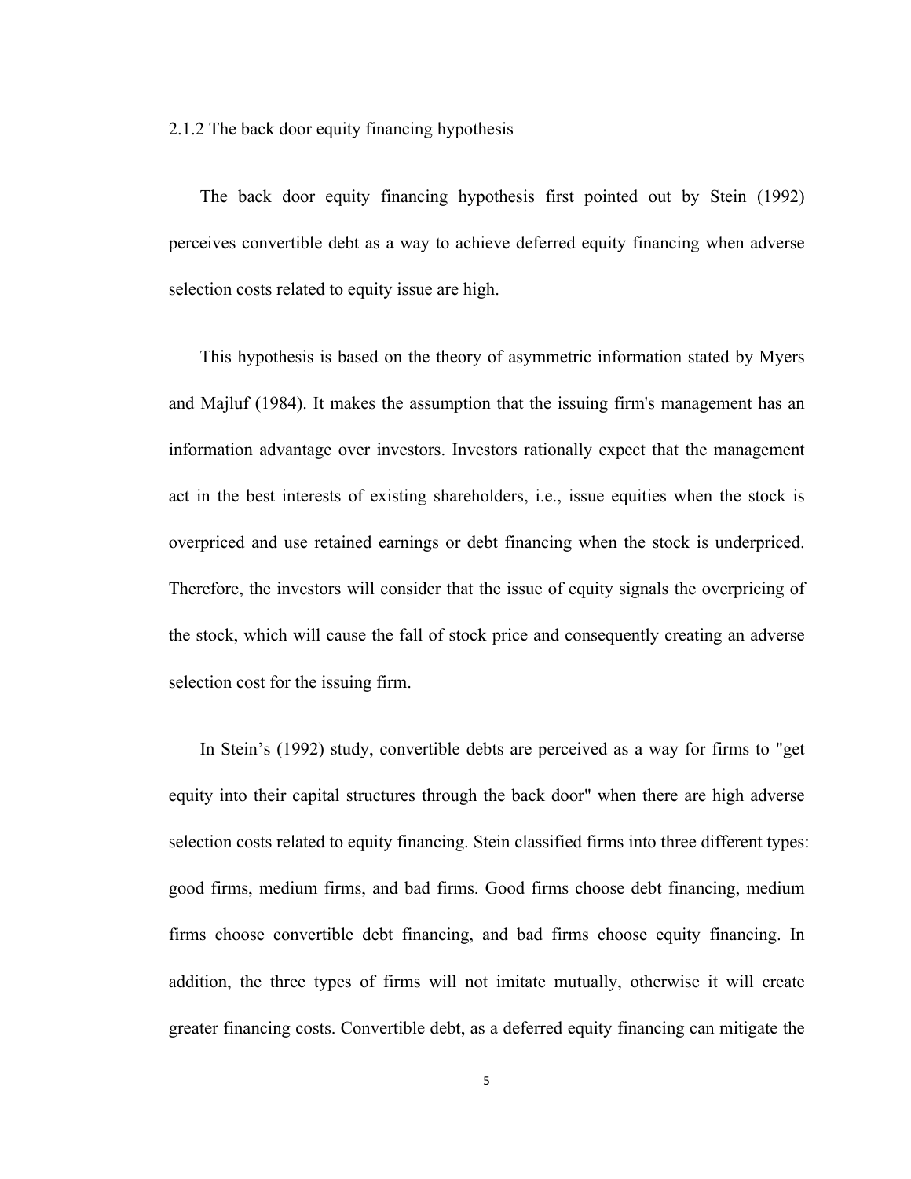### 2.1.2 The back door equity financing hypothesis

The back door equity financing hypothesis first pointed out by Stein (1992) perceives convertible debt as a way to achieve deferred equity financing when adverse selection costs related to equity issue are high.

This hypothesis is based on the theory of asymmetric information stated by Myers and Majluf (1984). It makes the assumption that the issuing firm's management has an information advantage over investors. Investors rationally expect that the management act in the best interests of existing shareholders, i.e., issue equities when the stock is overpriced and use retained earnings or debt financing when the stock is underpriced. Therefore, the investors will consider that the issue of equity signals the overpricing of the stock, which will cause the fall of stock price and consequently creating an adverse selection cost for the issuing firm.

In Stein's (1992) study, convertible debts are perceived as a way for firms to "get equity into their capital structures through the back door" when there are high adverse selection costs related to equity financing. Stein classified firms into three different types: good firms, medium firms, and bad firms. Good firms choose debt financing, medium firms choose convertible debt financing, and bad firms choose equity financing. In addition, the three types of firms will not imitate mutually, otherwise it will create greater financing costs. Convertible debt, as a deferred equity financing can mitigate the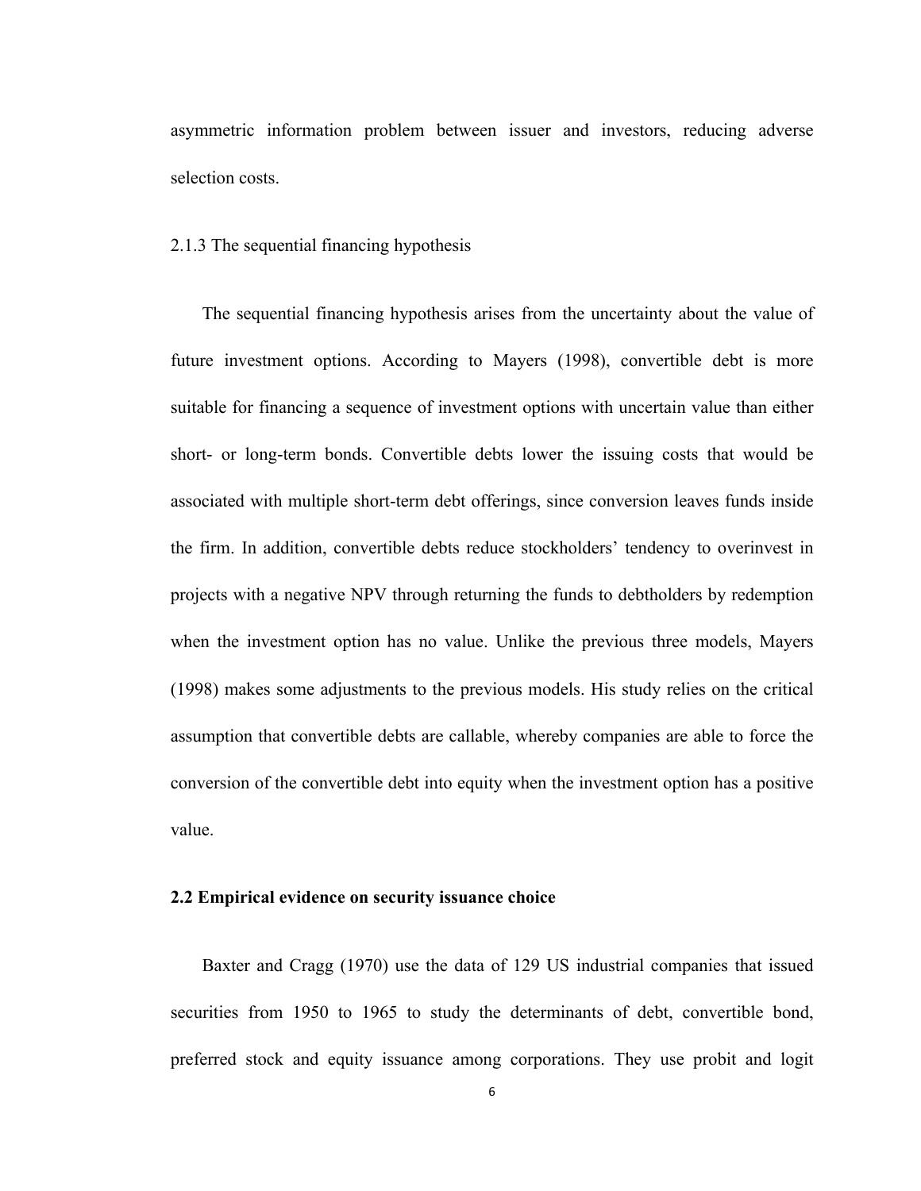asymmetric information problem between issuer and investors, reducing adverse selection costs.

### 2.1.3 The sequential financing hypothesis

The sequential financing hypothesis arises from the uncertainty about the value of future investment options. According to Mayers (1998), convertible debt is more suitable for financing a sequence of investment options with uncertain value than either short- or long-term bonds. Convertible debts lower the issuing costs that would be associated with multiple short-term debt offerings, since conversion leaves funds inside the firm. In addition, convertible debts reduce stockholders' tendency to overinvest in projects with a negative NPV through returning the funds to debtholders by redemption when the investment option has no value. Unlike the previous three models, Mayers (1998) makes some adjustments to the previous models. His study relies on the critical assumption that convertible debts are callable, whereby companies are able to force the conversion of the convertible debt into equity when the investment option has a positive value.

## 2.2 Empirical evidence on security issuance choice

Baxter and Cragg (1970) use the data of 129 US industrial companies that issued securities from 1950 to 1965 to study the determinants of debt, convertible bond, preferred stock and equity issuance among corporations. They use probit and logit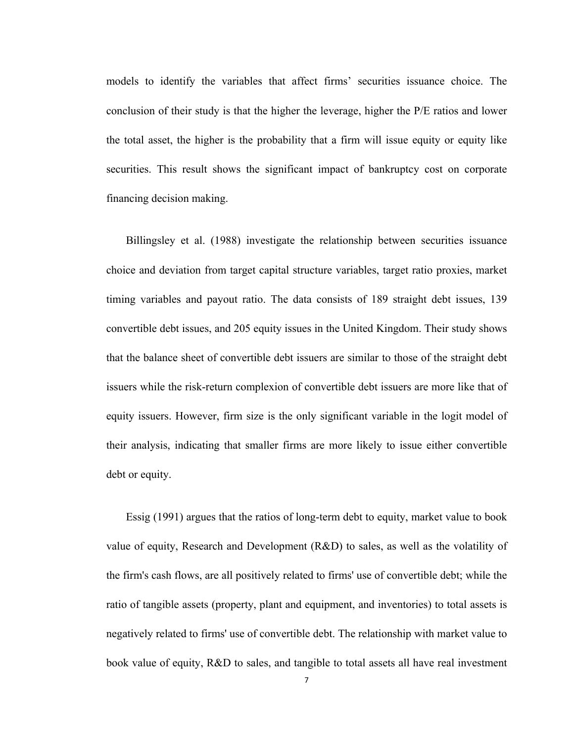models to identify the variables that affect firms' securities issuance choice. The conclusion of their study is that the higher the leverage, higher the P/E ratios and lower the total asset, the higher is the probability that a firm will issue equity or equity like securities. This result shows the significant impact of bankruptcy cost on corporate financing decision making.

Billingsley et al. (1988) investigate the relationship between securities issuance choice and deviation from target capital structure variables, target ratio proxies, market timing variables and payout ratio. The data consists of 189 straight debt issues, 139 convertible debt issues, and 205 equity issues in the United Kingdom. Their study shows that the balance sheet of convertible debt issuers are similar to those of the straight debt issuers while the risk-return complexion of convertible debt issuers are more like that of equity issuers. However, firm size is the only significant variable in the logit model of their analysis, indicating that smaller firms are more likely to issue either convertible debt or equity.

Essig (1991) argues that the ratios of long-term debt to equity, market value to book value of equity, Research and Development (R&D) to sales, as well as the volatility of the firm's cash flows, are all positively related to firms' use of convertible debt; while the ratio of tangible assets (property, plant and equipment, and inventories) to total assets is negatively related to firms' use of convertible debt. The relationship with market value to book value of equity, R&D to sales, and tangible to total assets all have real investment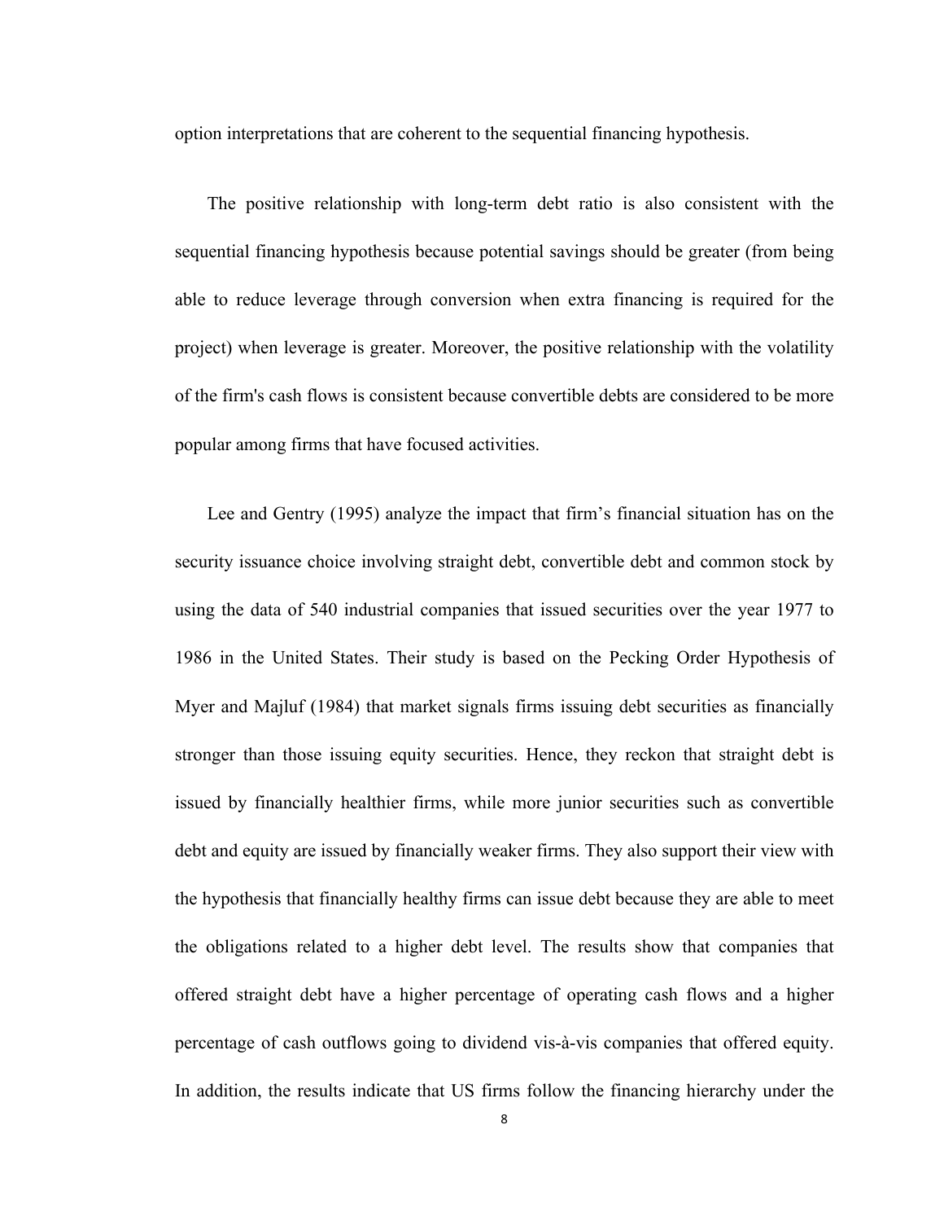option interpretations that are coherent to the sequential financing hypothesis.

The positive relationship with long-term debt ratio is also consistent with the sequential financing hypothesis because potential savings should be greater (from being able to reduce leverage through conversion when extra financing is required for the project) when leverage is greater. Moreover, the positive relationship with the volatility of the firm's cash flows is consistent because convertible debts are considered to be more popular among firms that have focused activities.

Lee and Gentry (1995) analyze the impact that firm's financial situation has on the security issuance choice involving straight debt, convertible debt and common stock by using the data of 540 industrial companies that issued securities over the year 1977 to 1986 in the United States. Their study is based on the Pecking Order Hypothesis of Myer and Majluf (1984) that market signals firms issuing debt securities as financially stronger than those issuing equity securities. Hence, they reckon that straight debt is issued by financially healthier firms, while more junior securities such as convertible debt and equity are issued by financially weaker firms. They also support their view with the hypothesis that financially healthy firms can issue debt because they are able to meet the obligations related to a higher debt level. The results show that companies that offered straight debt have a higher percentage of operating cash flows and a higher percentage of cash outflows going to dividend vis-à-vis companies that offered equity. In addition, the results indicate that US firms follow the financing hierarchy under the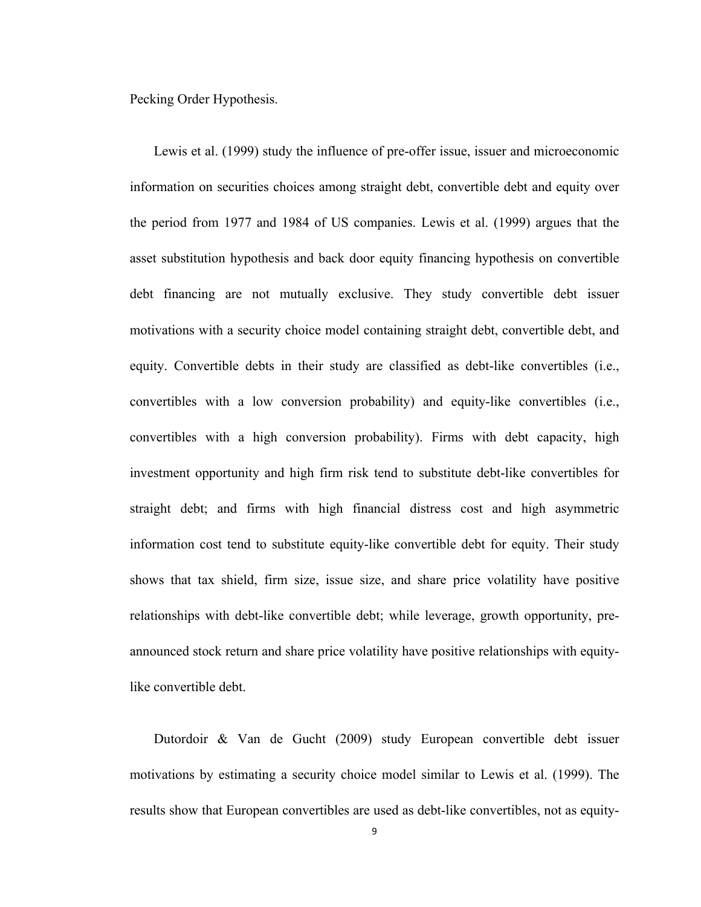Pecking Order Hypothesis.

Lewis et al. (1999) study the influence of pre-offer issue, issuer and microeconomic information on securities choices among straight debt, convertible debt and equity over the period from 1977 and 1984 of US companies. Lewis et al. (1999) argues that the asset substitution hypothesis and back door equity financing hypothesis on convertible debt financing are not mutually exclusive. They study convertible debt issuer motivations with a security choice model containing straight debt, convertible debt, and equity. Convertible debts in their study are classified as debt-like convertibles (i.e., convertibles with a low conversion probability) and equity-like convertibles (i.e., convertibles with a high conversion probability). Firms with debt capacity, high investment opportunity and high firm risk tend to substitute debt-like convertibles for straight debt; and firms with high financial distress cost and high asymmetric information cost tend to substitute equity-like convertible debt for equity. Their study shows that tax shield, firm size, issue size, and share price volatility have positive relationships with debt-like convertible debt; while leverage, growth opportunity, pre-announced stock return and share price volatility have positive relationships with equity-like convertible debt.

Dutordoir & Van de Gucht (2009) study European convertible debt issuer motivations by estimating a security choice model similar to Lewis et al. (1999). The results show that European convertibles are used as debt-like convertibles, not as equity-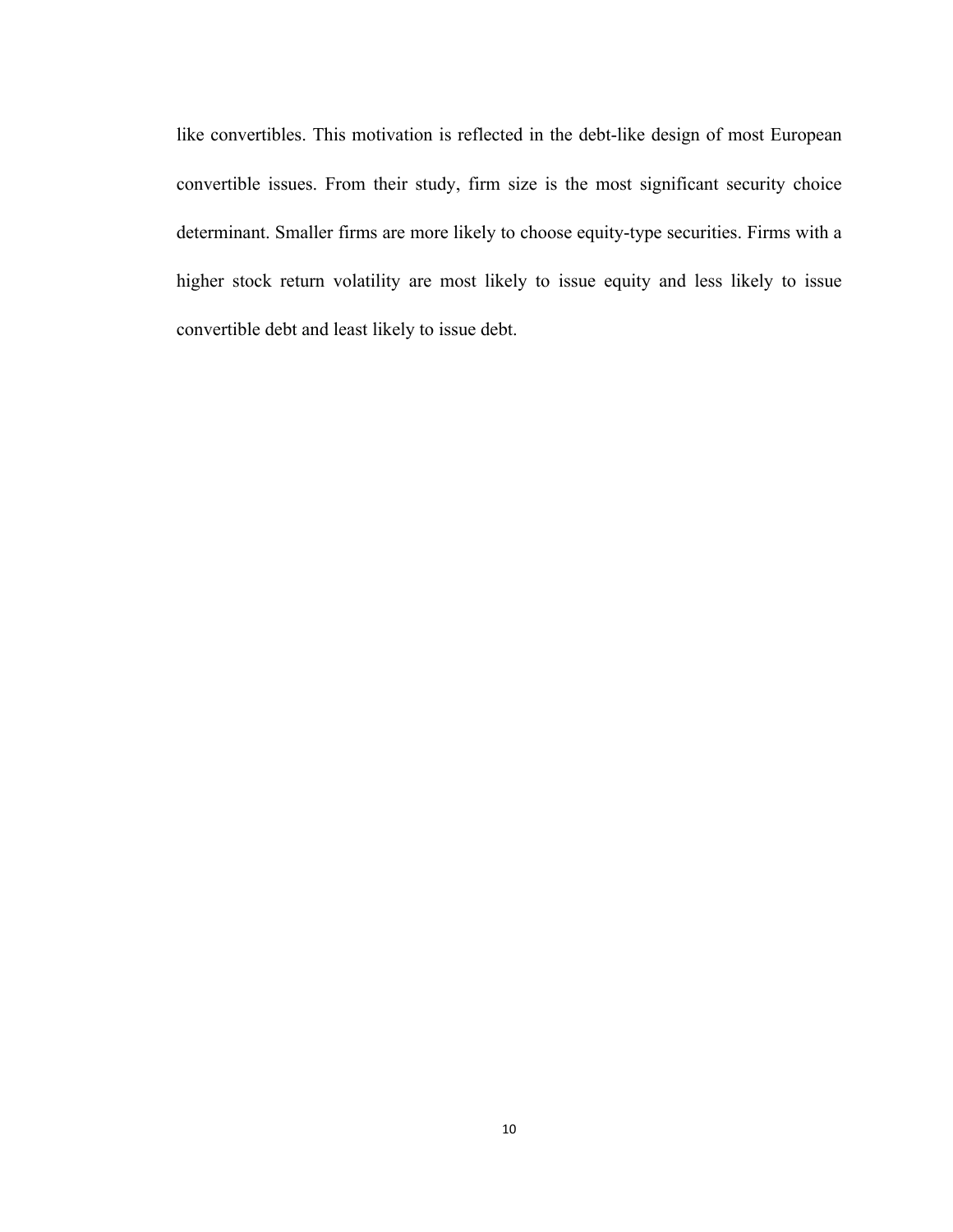like convertibles. This motivation is reflected in the debt-like design of most European convertible issues. From their study, firm size is the most significant security choice determinant. Smaller firms are more likely to choose equity-type securities. Firms with a higher stock return volatility are most likely to issue equity and less likely to issue convertible debt and least likely to issue debt.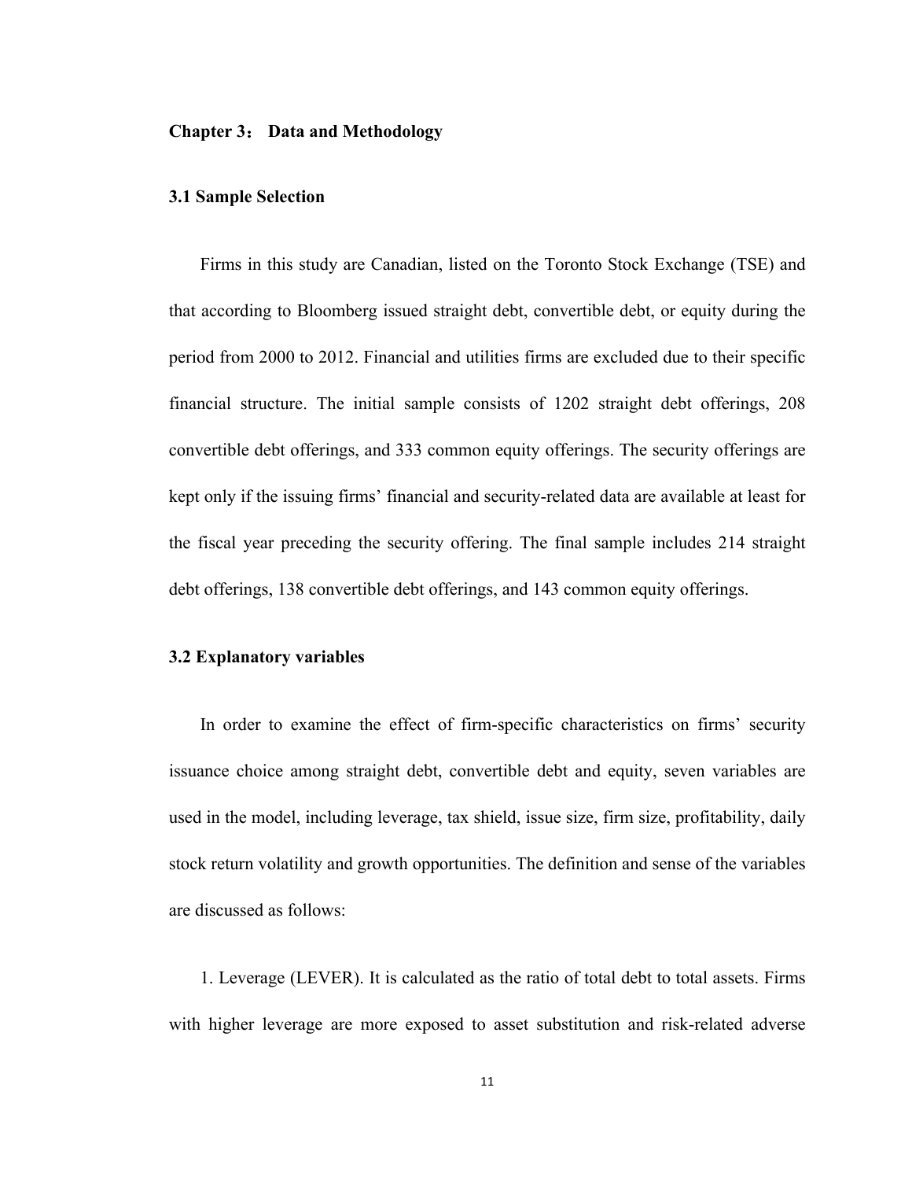## Chapter 3： Data and Methodology

### 3.1 Sample Selection

Firms in this study are Canadian, listed on the Toronto Stock Exchange (TSE) and that according to Bloomberg issued straight debt, convertible debt, or equity during the period from 2000 to 2012. Financial and utilities firms are excluded due to their specific financial structure. The initial sample consists of 1202 straight debt offerings, 208 convertible debt offerings, and 333 common equity offerings. The security offerings are kept only if the issuing firms' financial and security-related data are available at least for the fiscal year preceding the security offering. The final sample includes 214 straight debt offerings, 138 convertible debt offerings, and 143 common equity offerings.

### 3.2 Explanatory variables

In order to examine the effect of firm-specific characteristics on firms' security issuance choice among straight debt, convertible debt and equity, seven variables are used in the model, including leverage, tax shield, issue size, firm size, profitability, daily stock return volatility and growth opportunities. The definition and sense of the variables are discussed as follows:

1. Leverage (LEVER). It is calculated as the ratio of total debt to total assets. Firms with higher leverage are more exposed to asset substitution and risk-related adverse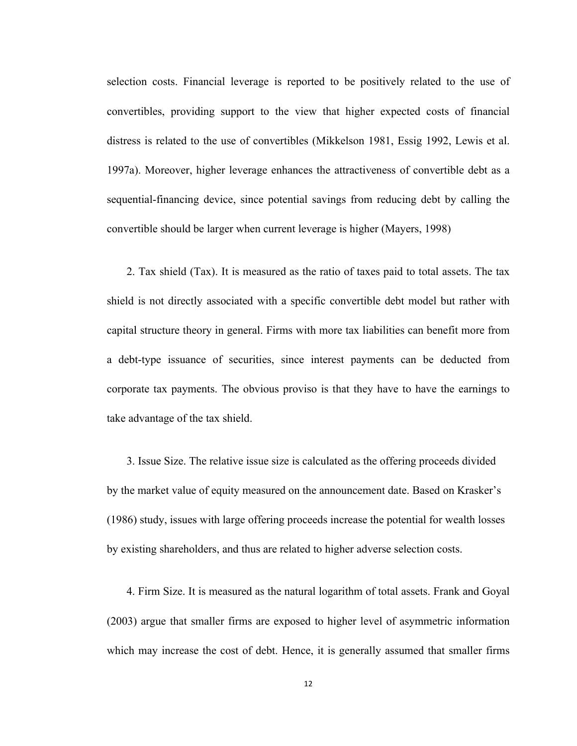selection costs. Financial leverage is reported to be positively related to the use of convertibles, providing support to the view that higher expected costs of financial distress is related to the use of convertibles (Mikkelson 1981, Essig 1992, Lewis et al. 1997a). Moreover, higher leverage enhances the attractiveness of convertible debt as a sequential-financing device, since potential savings from reducing debt by calling the convertible should be larger when current leverage is higher (Mayers, 1998)

2. Tax shield (Tax). It is measured as the ratio of taxes paid to total assets. The tax shield is not directly associated with a specific convertible debt model but rather with capital structure theory in general. Firms with more tax liabilities can benefit more from a debt-type issuance of securities, since interest payments can be deducted from corporate tax payments. The obvious proviso is that they have to have the earnings to take advantage of the tax shield.

3. Issue Size. The relative issue size is calculated as the offering proceeds divided by the market value of equity measured on the announcement date. Based on Krasker's (1986) study, issues with large offering proceeds increase the potential for wealth losses by existing shareholders, and thus are related to higher adverse selection costs.

4. Firm Size. It is measured as the natural logarithm of total assets. Frank and Goyal (2003) argue that smaller firms are exposed to higher level of asymmetric information which may increase the cost of debt. Hence, it is generally assumed that smaller firms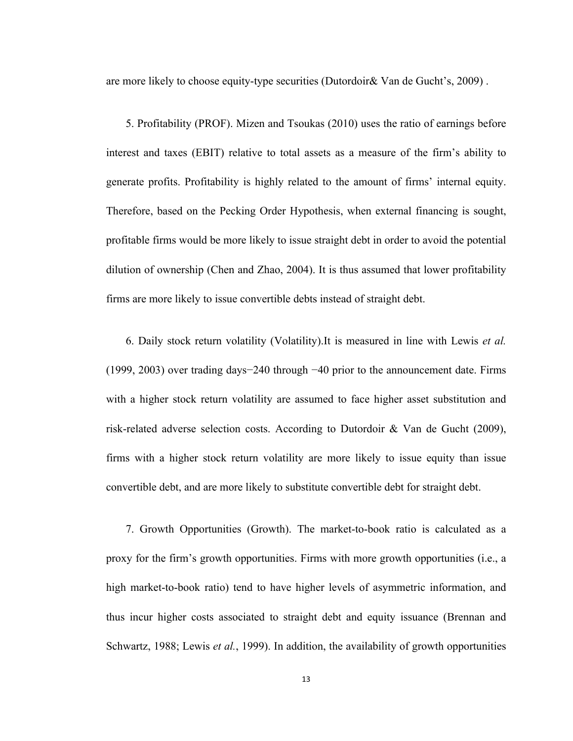are more likely to choose equity-type securities (Dutordoir& Van de Gucht's, 2009) .

5. Profitability (PROF). Mizen and Tsoukas (2010) uses the ratio of earnings before interest and taxes (EBIT) relative to total assets as a measure of the firm's ability to generate profits. Profitability is highly related to the amount of firms' internal equity. Therefore, based on the Pecking Order Hypothesis, when external financing is sought, profitable firms would be more likely to issue straight debt in order to avoid the potential dilution of ownership (Chen and Zhao, 2004). It is thus assumed that lower profitability firms are more likely to issue convertible debts instead of straight debt.

6. Daily stock return volatility (Volatility).It is measured in line with Lewis *et al.* (1999, 2003) over trading days−240 through −40 prior to the announcement date. Firms with a higher stock return volatility are assumed to face higher asset substitution and risk-related adverse selection costs. According to Dutordoir & Van de Gucht (2009), firms with a higher stock return volatility are more likely to issue equity than issue convertible debt, and are more likely to substitute convertible debt for straight debt.

7. Growth Opportunities (Growth). The market-to-book ratio is calculated as a proxy for the firm's growth opportunities. Firms with more growth opportunities (i.e., a high market-to-book ratio) tend to have higher levels of asymmetric information, and thus incur higher costs associated to straight debt and equity issuance (Brennan and Schwartz, 1988; Lewis *et al.*, 1999). In addition, the availability of growth opportunities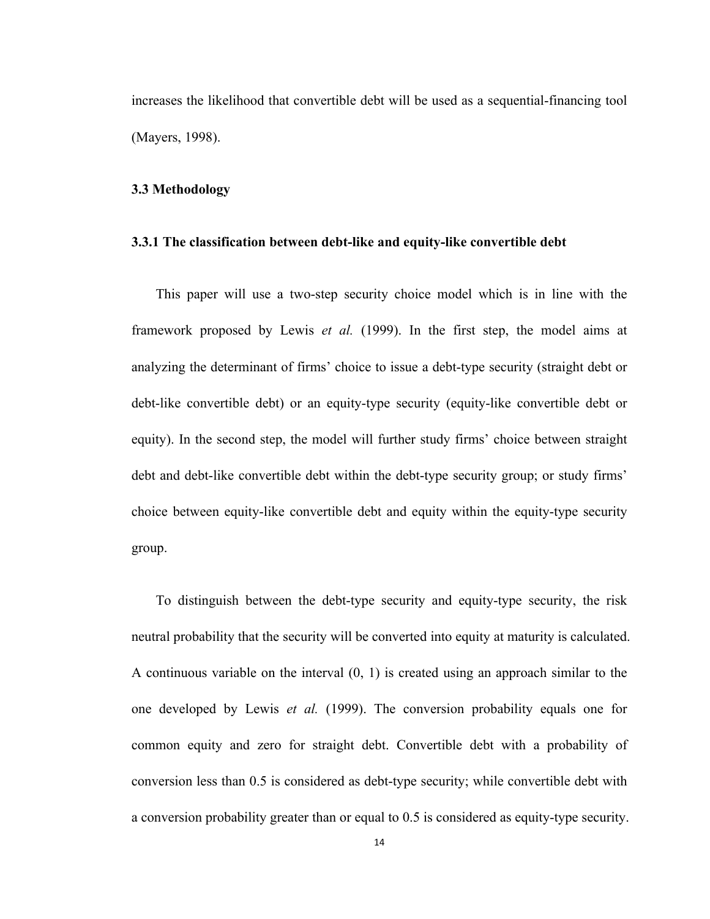increases the likelihood that convertible debt will be used as a sequential-financing tool (Mayers, 1998).

### 3.3 Methodology

#### 3.3.1 The classification between debt-like and equity-like convertible debt

This paper will use a two-step security choice model which is in line with the framework proposed by Lewis *et al.* (1999). In the first step, the model aims at analyzing the determinant of firms' choice to issue a debt-type security (straight debt or debt-like convertible debt) or an equity-type security (equity-like convertible debt or equity). In the second step, the model will further study firms' choice between straight debt and debt-like convertible debt within the debt-type security group; or study firms' choice between equity-like convertible debt and equity within the equity-type security group.

To distinguish between the debt-type security and equity-type security, the risk neutral probability that the security will be converted into equity at maturity is calculated. A continuous variable on the interval (0, 1) is created using an approach similar to the one developed by Lewis *et al.* (1999). The conversion probability equals one for common equity and zero for straight debt. Convertible debt with a probability of conversion less than 0.5 is considered as debt-type security; while convertible debt with a conversion probability greater than or equal to 0.5 is considered as equity-type security.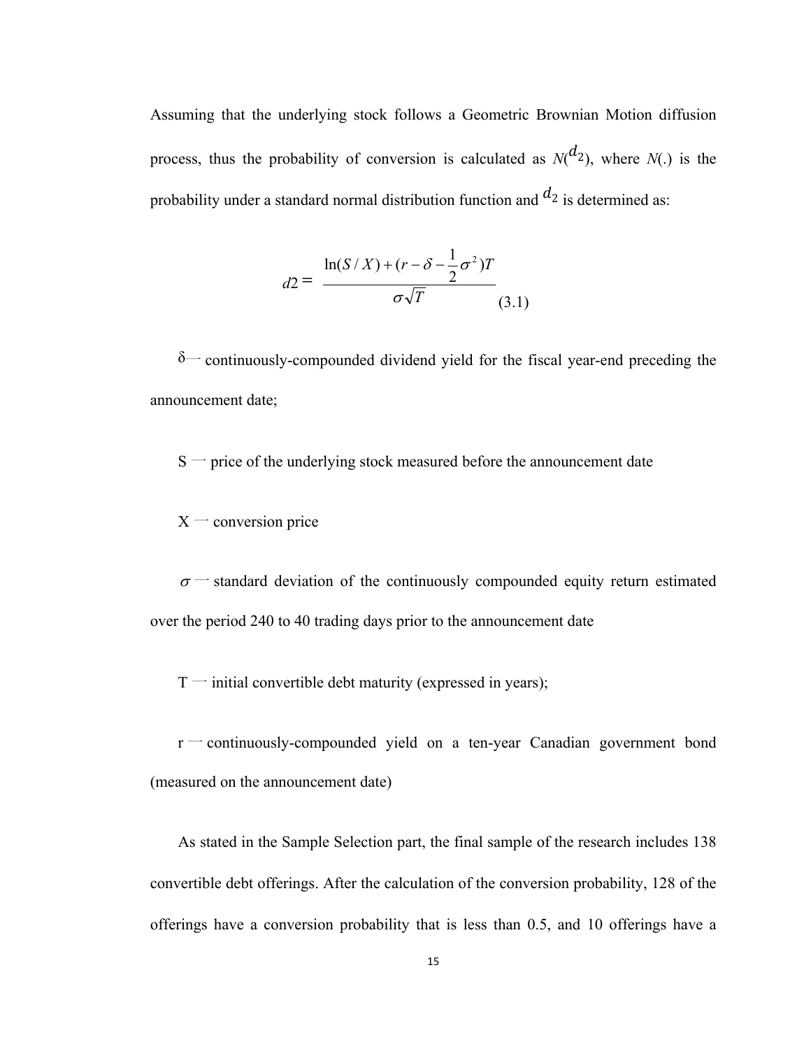Assuming that the underlying stock follows a Geometric Brownian Motion diffusion process, thus the probability of conversion is calculated as $N(d_2)$, where $N(.)$ is the probability under a standard normal distribution function and $d_2$ is determined as:

$$d2 = \frac{\ln(S/X) + (r - \delta - \frac{1}{2}\sigma^2)T}{\sigma\sqrt{T}} \tag{3.1}$$

$\delta$ — continuously-compounded dividend yield for the fiscal year-end preceding the announcement date;

S — price of the underlying stock measured before the announcement date

X — conversion price

$\sigma$ — standard deviation of the continuously compounded equity return estimated over the period 240 to 40 trading days prior to the announcement date

T — initial convertible debt maturity (expressed in years);

r — continuously-compounded yield on a ten-year Canadian government bond (measured on the announcement date)

As stated in the Sample Selection part, the final sample of the research includes 138 convertible debt offerings. After the calculation of the conversion probability, 128 of the offerings have a conversion probability that is less than 0.5, and 10 offerings have a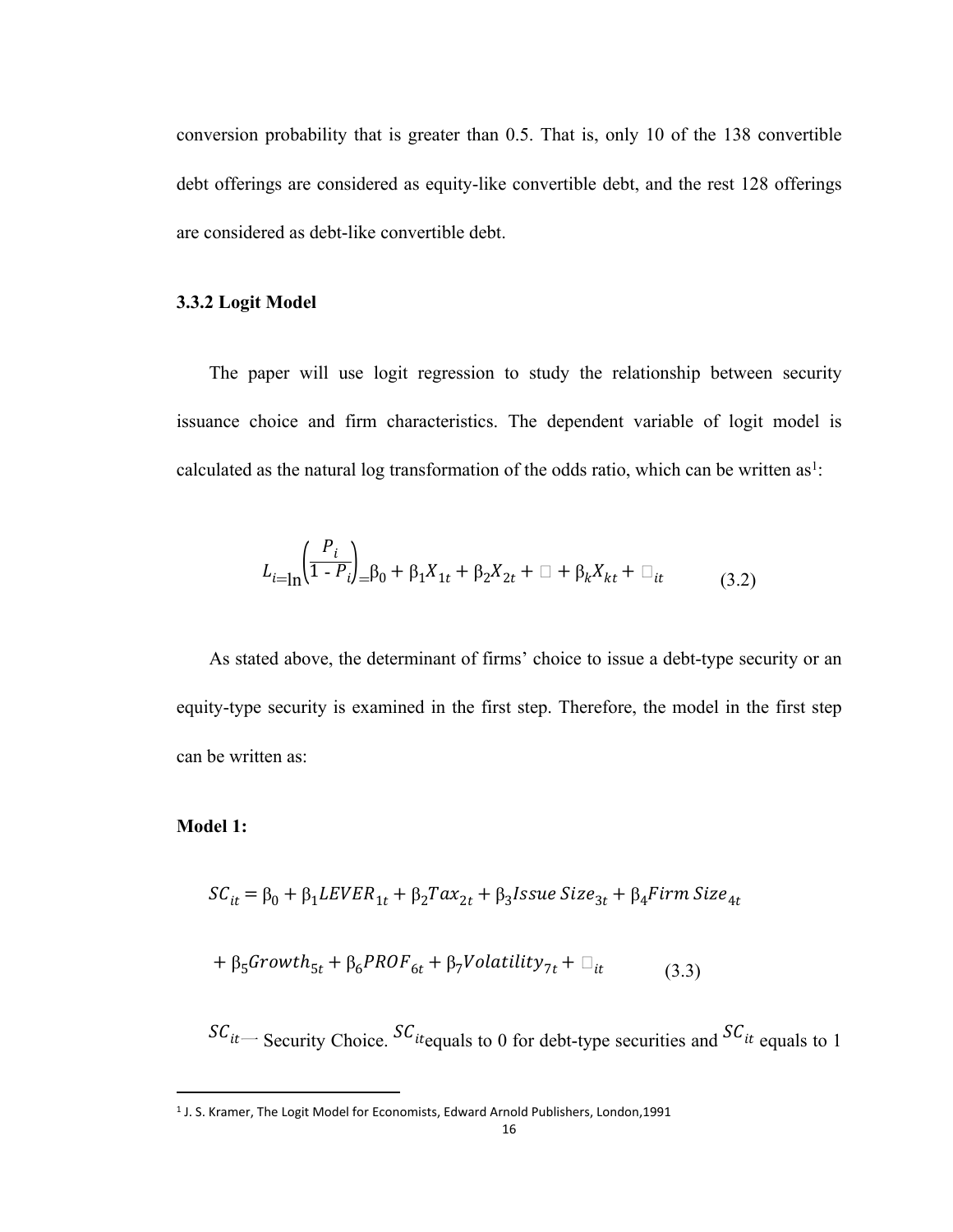conversion probability that is greater than 0.5. That is, only 10 of the 138 convertible debt offerings are considered as equity-like convertible debt, and the rest 128 offerings are considered as debt-like convertible debt.

### 3.3.2 Logit Model

The paper will use logit regression to study the relationship between security issuance choice and firm characteristics. The dependent variable of logit model is calculated as the natural log transformation of the odds ratio, which can be written as[1]:

$$L_i = \ln\left(\frac{P_i}{1 - P_i}\right) = \beta_0 + \beta_1 X_{1t} + \beta_2 X_{2t} + \cdots + \beta_k X_{kt} + \varepsilon_{it} \qquad (3.2)$$

As stated above, the determinant of firms' choice to issue a debt-type security or an equity-type security is examined in the first step. Therefore, the model in the first step can be written as:

**Model 1:**

$$SC_{it} = \beta_0 + \beta_1 LEVER_{1t} + \beta_2 Tax_{2t} + \beta_3 Issue\ Size_{3t} + \beta_4 Firm\ Size_{4t}$$

$$+ \beta_5 Growth_{5t} + \beta_6 PROF_{6t} + \beta_7 Volatility_{7t} + \varepsilon_{it} \qquad (3.3)$$

$SC_{it}$ — Security Choice. $SC_{it}$ equals to 0 for debt-type securities and $SC_{it}$ equals to 1

---

[1] J. S. Kramer, The Logit Model for Economists, Edward Arnold Publishers, London, 1991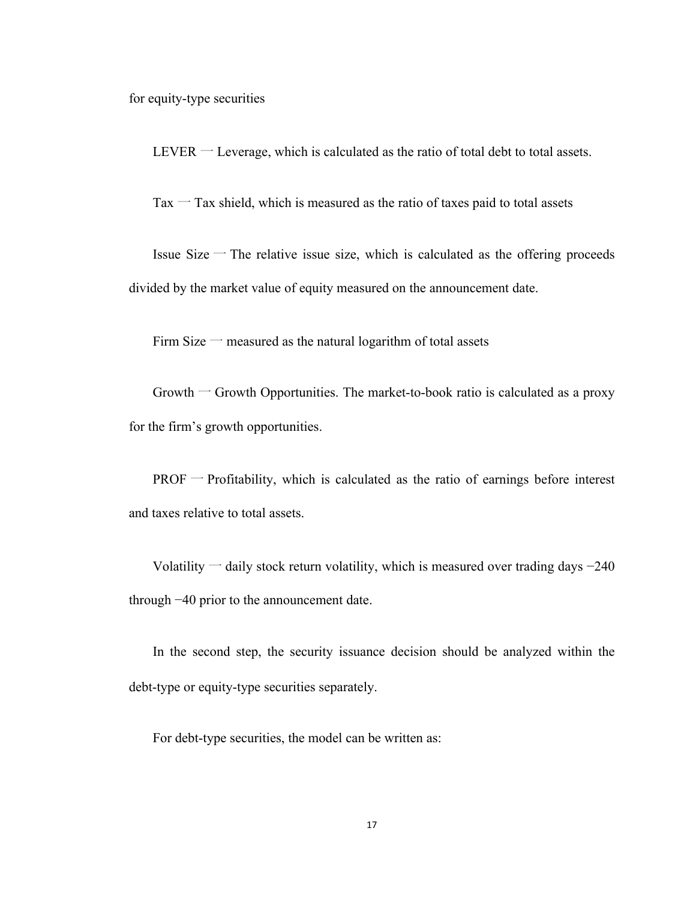for equity-type securities

LEVER 一 Leverage, which is calculated as the ratio of total debt to total assets.

Tax 一 Tax shield, which is measured as the ratio of taxes paid to total assets

Issue Size 一 The relative issue size, which is calculated as the offering proceeds divided by the market value of equity measured on the announcement date.

Firm Size 一 measured as the natural logarithm of total assets

Growth 一 Growth Opportunities. The market-to-book ratio is calculated as a proxy for the firm's growth opportunities.

PROF 一 Profitability, which is calculated as the ratio of earnings before interest and taxes relative to total assets.

Volatility 一 daily stock return volatility, which is measured over trading days −240 through −40 prior to the announcement date.

In the second step, the security issuance decision should be analyzed within the debt-type or equity-type securities separately.

For debt-type securities, the model can be written as: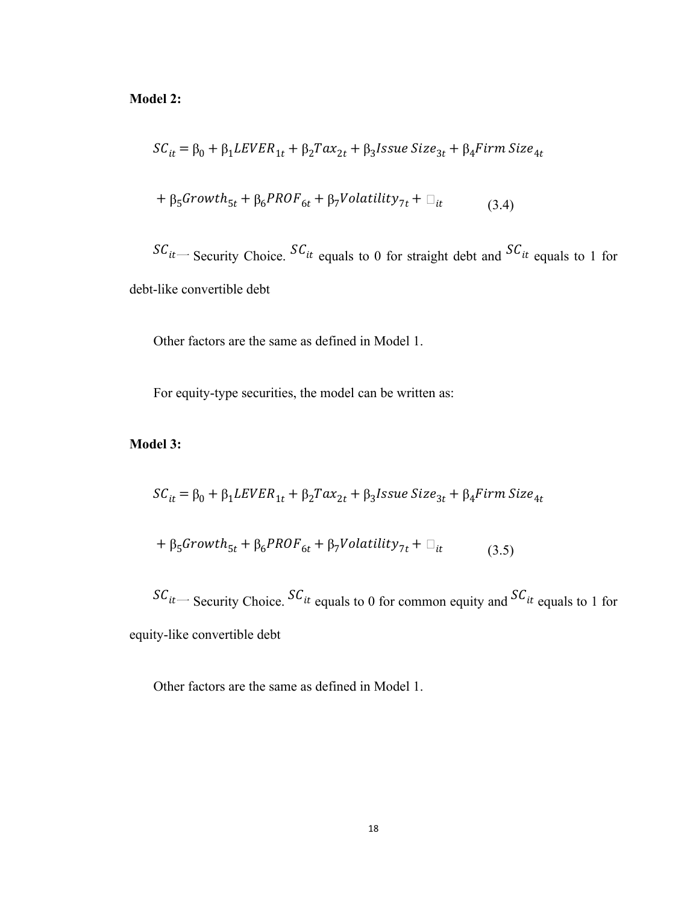**Model 2:**

$$SC_{it} = \beta_0 + \beta_1 LEVER_{1t} + \beta_2 Tax_{2t} + \beta_3 Issue\ Size_{3t} + \beta_4 Firm\ Size_{4t}$$

$$+ \beta_5 Growth_{5t} + \beta_6 PROF_{6t} + \beta_7 Volatility_{7t} + \varepsilon_{it} \qquad (3.4)$$

$SC_{it}$ — Security Choice. $SC_{it}$ equals to 0 for straight debt and $SC_{it}$ equals to 1 for debt-like convertible debt

Other factors are the same as defined in Model 1.

For equity-type securities, the model can be written as:

**Model 3:**

$$SC_{it} = \beta_0 + \beta_1 LEVER_{1t} + \beta_2 Tax_{2t} + \beta_3 Issue\ Size_{3t} + \beta_4 Firm\ Size_{4t}$$

$$+ \beta_5 Growth_{5t} + \beta_6 PROF_{6t} + \beta_7 Volatility_{7t} + \varepsilon_{it} \qquad (3.5)$$

$SC_{it}$ — Security Choice. $SC_{it}$ equals to 0 for common equity and $SC_{it}$ equals to 1 for equity-like convertible debt

Other factors are the same as defined in Model 1.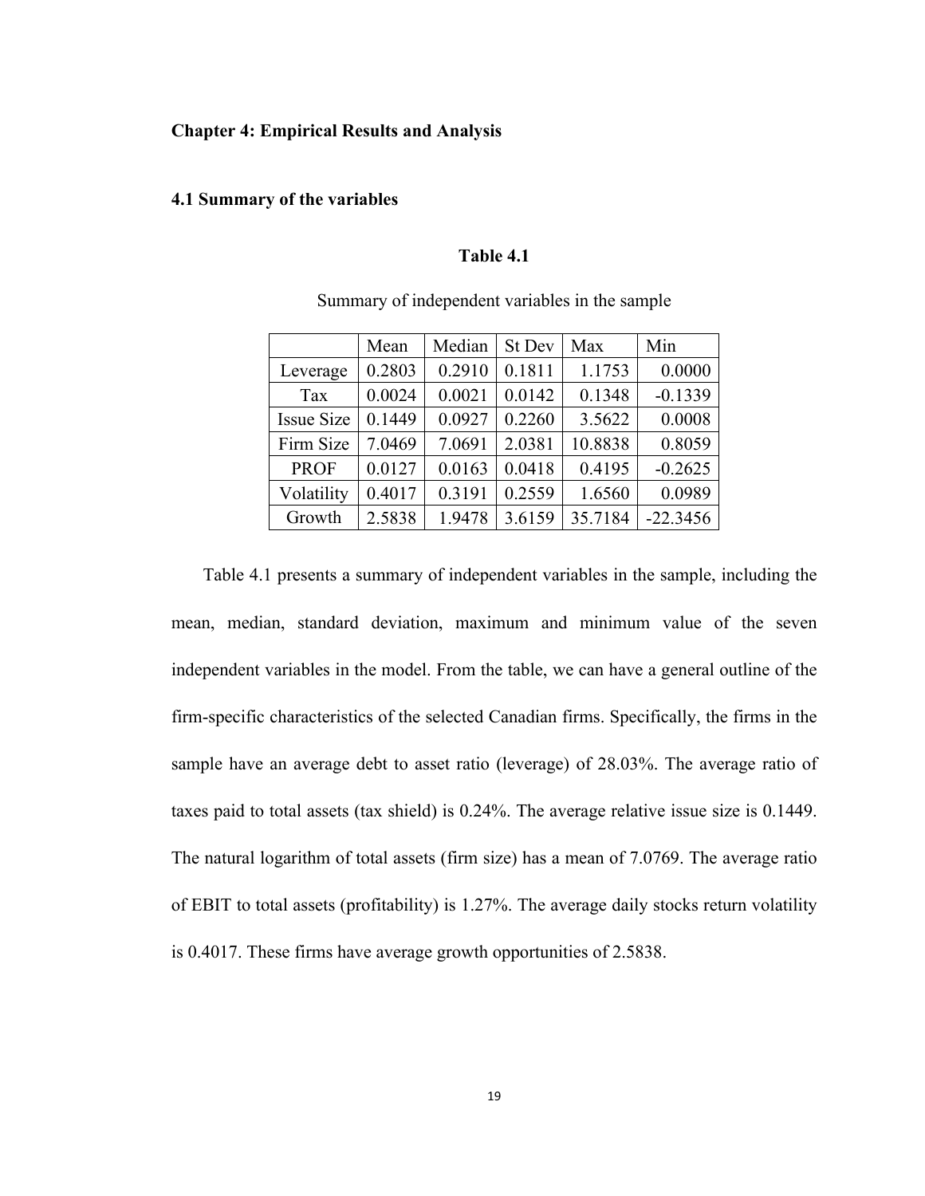## Chapter 4: Empirical Results and Analysis

### 4.1 Summary of the variables

**Table 4.1**

Summary of independent variables in the sample

| | Mean | Median | St Dev | Max | Min |
|---|---|---|---|---|---|
| Leverage | 0.2803 | 0.2910 | 0.1811 | 1.1753 | 0.0000 |
| Tax | 0.0024 | 0.0021 | 0.0142 | 0.1348 | -0.1339 |
| Issue Size | 0.1449 | 0.0927 | 0.2260 | 3.5622 | 0.0008 |
| Firm Size | 7.0469 | 7.0691 | 2.0381 | 10.8838 | 0.8059 |
| PROF | 0.0127 | 0.0163 | 0.0418 | 0.4195 | -0.2625 |
| Volatility | 0.4017 | 0.3191 | 0.2559 | 1.6560 | 0.0989 |
| Growth | 2.5838 | 1.9478 | 3.6159 | 35.7184 | -22.3456 |

Table 4.1 presents a summary of independent variables in the sample, including the mean, median, standard deviation, maximum and minimum value of the seven independent variables in the model. From the table, we can have a general outline of the firm-specific characteristics of the selected Canadian firms. Specifically, the firms in the sample have an average debt to asset ratio (leverage) of 28.03%. The average ratio of taxes paid to total assets (tax shield) is 0.24%. The average relative issue size is 0.1449. The natural logarithm of total assets (firm size) has a mean of 7.0769. The average ratio of EBIT to total assets (profitability) is 1.27%. The average daily stocks return volatility is 0.4017. These firms have average growth opportunities of 2.5838.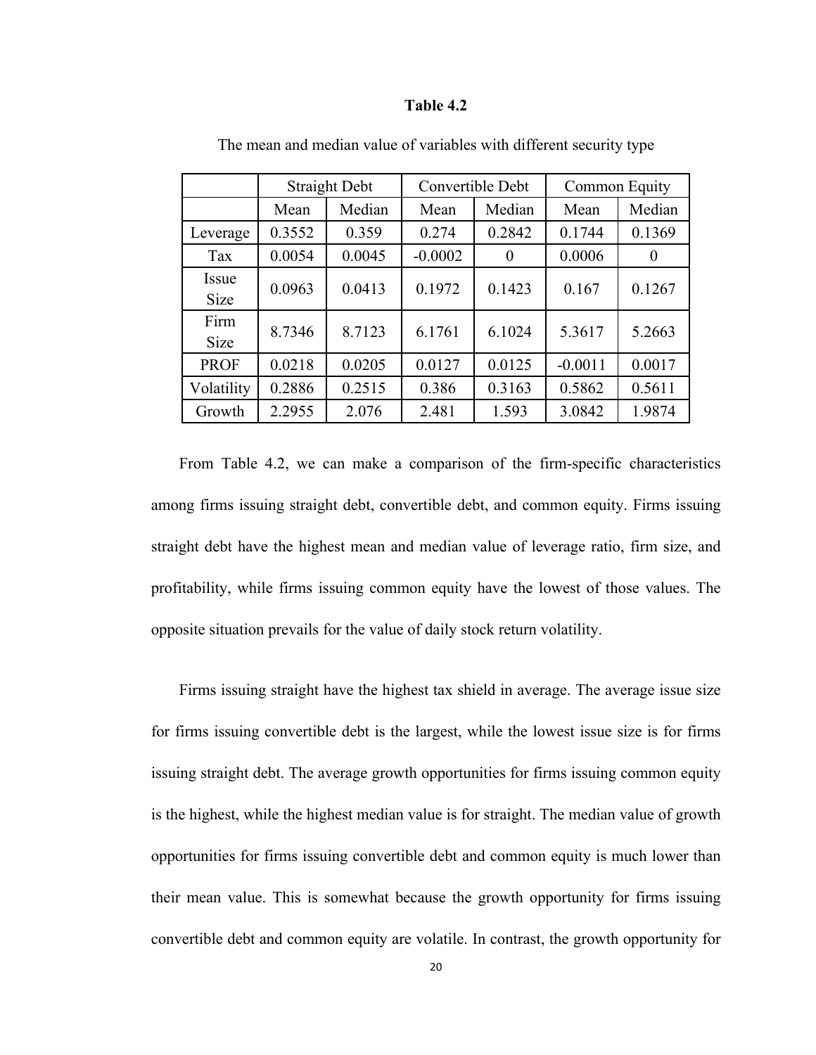**Table 4.2**

The mean and median value of variables with different security type

| | Straight Debt | | Convertible Debt | | Common Equity | |
|---|---|---|---|---|---|---|
| | Mean | Median | Mean | Median | Mean | Median |
| Leverage | 0.3552 | 0.359 | 0.274 | 0.2842 | 0.1744 | 0.1369 |
| Tax | 0.0054 | 0.0045 | -0.0002 | 0 | 0.0006 | 0 |
| Issue Size | 0.0963 | 0.0413 | 0.1972 | 0.1423 | 0.167 | 0.1267 |
| Firm Size | 8.7346 | 8.7123 | 6.1761 | 6.1024 | 5.3617 | 5.2663 |
| PROF | 0.0218 | 0.0205 | 0.0127 | 0.0125 | -0.0011 | 0.0017 |
| Volatility | 0.2886 | 0.2515 | 0.386 | 0.3163 | 0.5862 | 0.5611 |
| Growth | 2.2955 | 2.076 | 2.481 | 1.593 | 3.0842 | 1.9874 |

From Table 4.2, we can make a comparison of the firm-specific characteristics among firms issuing straight debt, convertible debt, and common equity. Firms issuing straight debt have the highest mean and median value of leverage ratio, firm size, and profitability, while firms issuing common equity have the lowest of those values. The opposite situation prevails for the value of daily stock return volatility.

Firms issuing straight have the highest tax shield in average. The average issue size for firms issuing convertible debt is the largest, while the lowest issue size is for firms issuing straight debt. The average growth opportunities for firms issuing common equity is the highest, while the highest median value is for straight. The median value of growth opportunities for firms issuing convertible debt and common equity is much lower than their mean value. This is somewhat because the growth opportunity for firms issuing convertible debt and common equity are volatile. In contrast, the growth opportunity for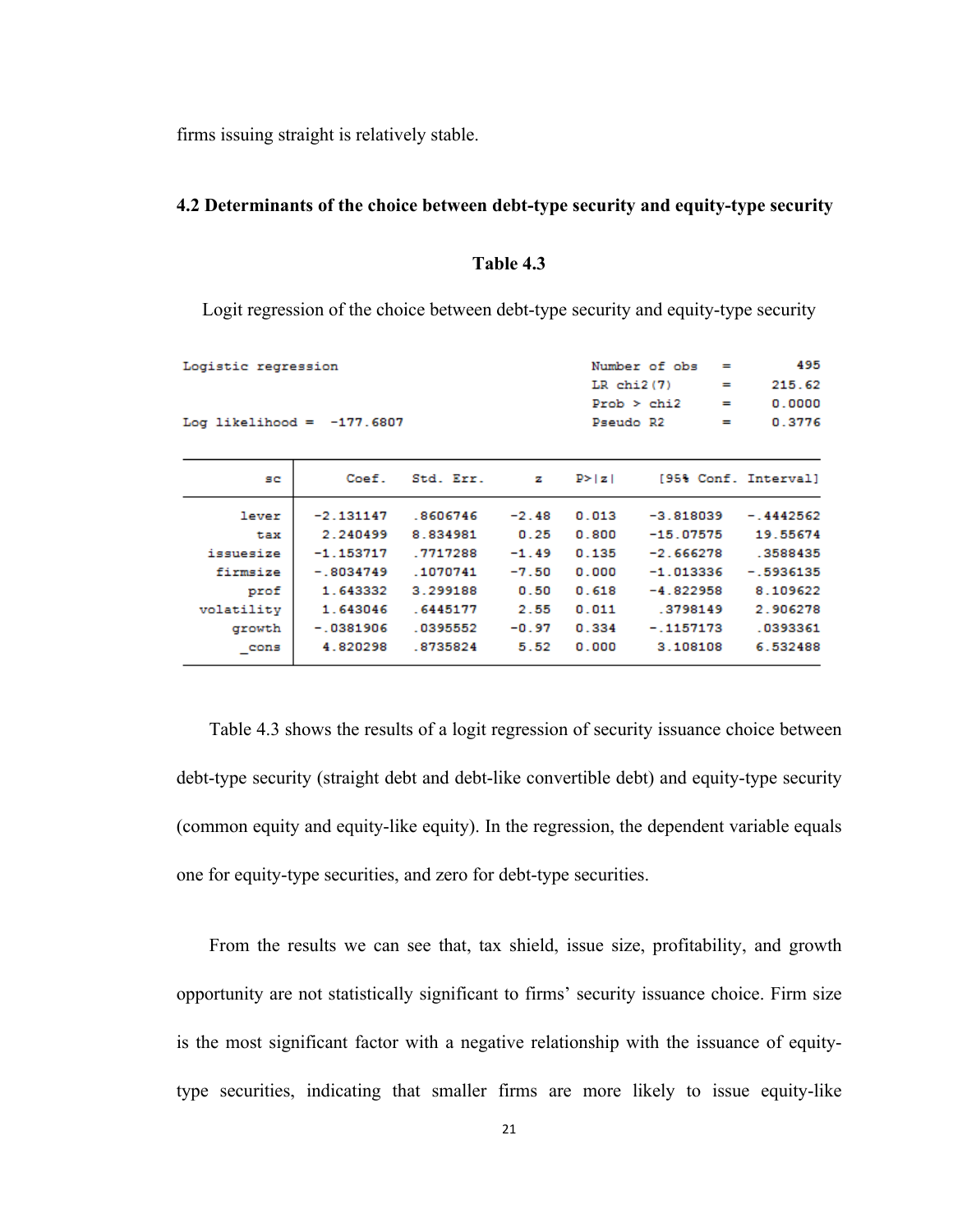firms issuing straight is relatively stable.

### 4.2 Determinants of the choice between debt-type security and equity-type security

**Table 4.3**

Logit regression of the choice between debt-type security and equity-type security

```
Logistic regression                               Number of obs   =        495
                                                  LR chi2(7)      =     215.62
                                                  Prob > chi2     =     0.0000
Log likelihood =  -177.6807                       Pseudo R2       =     0.3776
```

| sc | Coef. | Std. Err. | z | P>\|z\| | [95% Conf. | Interval] |
|---|---|---|---|---|---|---|
| lever | -2.131147 | .8606746 | -2.48 | 0.013 | -3.818039 | -.4442562 |
| tax | 2.240499 | 8.834981 | 0.25 | 0.800 | -15.07575 | 19.55674 |
| issuesize | -1.153717 | .7717288 | -1.49 | 0.135 | -2.666278 | .3588435 |
| firmsize | -.8034749 | .1070741 | -7.50 | 0.000 | -1.013336 | -.5936135 |
| prof | 1.643332 | 3.299188 | 0.50 | 0.618 | -4.822958 | 8.109622 |
| volatility | 1.643046 | .6445177 | 2.55 | 0.011 | .3798149 | 2.906278 |
| growth | -.0381906 | .0395552 | -0.97 | 0.334 | -.1157173 | .0393361 |
| _cons | 4.820298 | .8735824 | 5.52 | 0.000 | 3.108108 | 6.532488 |

Table 4.3 shows the results of a logit regression of security issuance choice between debt-type security (straight debt and debt-like convertible debt) and equity-type security (common equity and equity-like equity). In the regression, the dependent variable equals one for equity-type securities, and zero for debt-type securities.

From the results we can see that, tax shield, issue size, profitability, and growth opportunity are not statistically significant to firms' security issuance choice. Firm size is the most significant factor with a negative relationship with the issuance of equity-type securities, indicating that smaller firms are more likely to issue equity-like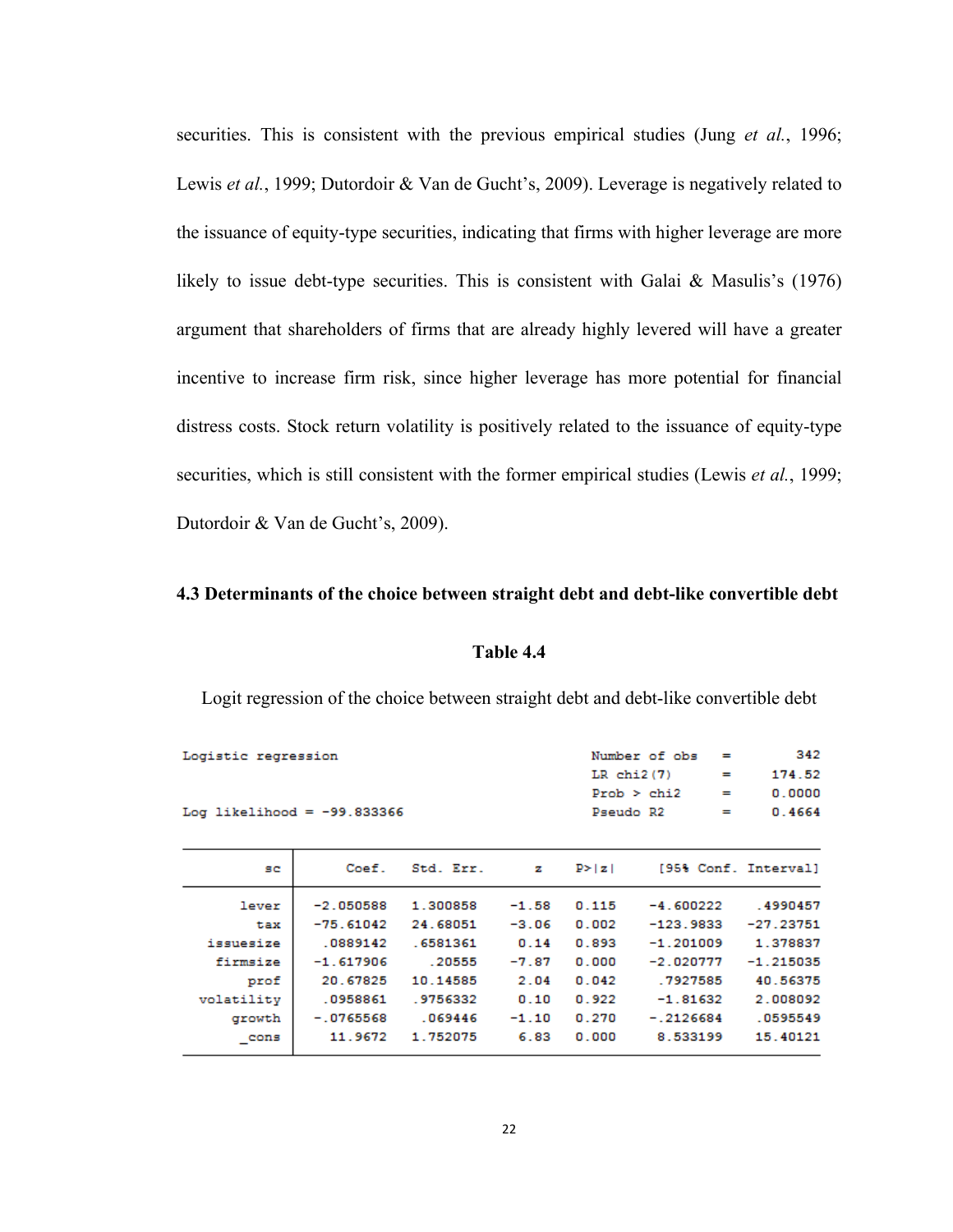securities. This is consistent with the previous empirical studies (Jung *et al.*, 1996; Lewis *et al.*, 1999; Dutordoir & Van de Gucht's, 2009). Leverage is negatively related to the issuance of equity-type securities, indicating that firms with higher leverage are more likely to issue debt-type securities. This is consistent with Galai & Masulis's (1976) argument that shareholders of firms that are already highly levered will have a greater incentive to increase firm risk, since higher leverage has more potential for financial distress costs. Stock return volatility is positively related to the issuance of equity-type securities, which is still consistent with the former empirical studies (Lewis *et al.*, 1999; Dutordoir & Van de Gucht's, 2009).

### 4.3 Determinants of the choice between straight debt and debt-like convertible debt

**Table 4.4**

Logit regression of the choice between straight debt and debt-like convertible debt

```
Logistic regression                               Number of obs   =        342
                                                  LR chi2(7)      =     174.52
                                                  Prob > chi2     =     0.0000
Log likelihood = -99.833366                       Pseudo R2       =     0.4664
```

| sc | Coef. | Std. Err. | z | P>\|z\| | [95% Conf. | Interval] |
|---|---|---|---|---|---|---|
| lever | -2.050588 | 1.300858 | -1.58 | 0.115 | -4.600222 | .4990457 |
| tax | -75.61042 | 24.68051 | -3.06 | 0.002 | -123.9833 | -27.23751 |
| issuesize | .0889142 | .6581361 | 0.14 | 0.893 | -1.201009 | 1.378837 |
| firmsize | -1.617906 | .20555 | -7.87 | 0.000 | -2.020777 | -1.215035 |
| prof | 20.67825 | 10.14585 | 2.04 | 0.042 | .7927585 | 40.56375 |
| volatility | .0958861 | .9756332 | 0.10 | 0.922 | -1.81632 | 2.008092 |
| growth | -.0765568 | .069446 | -1.10 | 0.270 | -.2126684 | .0595549 |
| _cons | 11.9672 | 1.752075 | 6.83 | 0.000 | 8.533199 | 15.40121 |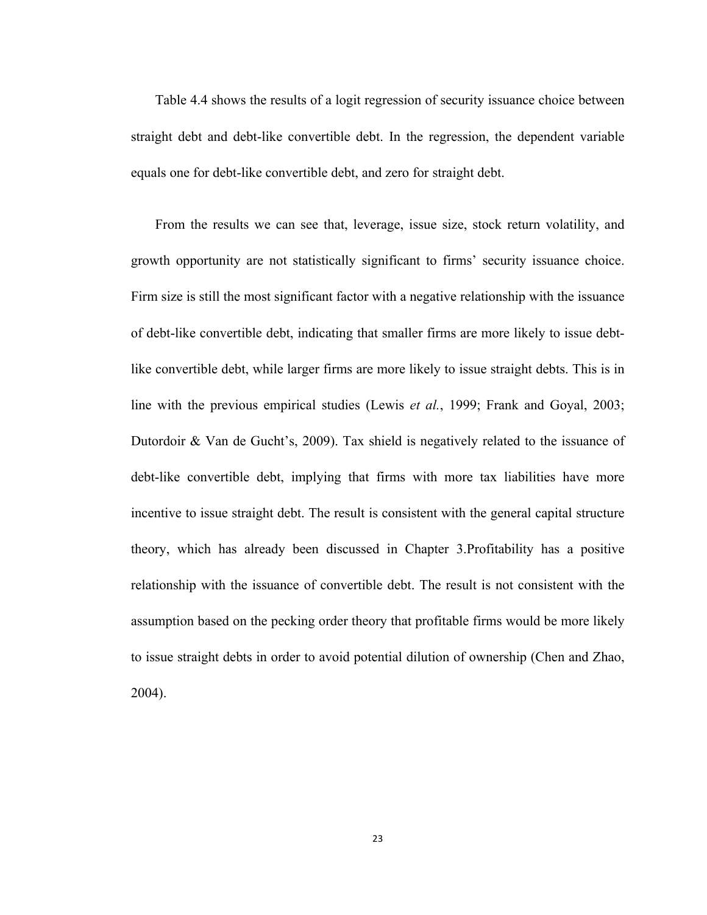Table 4.4 shows the results of a logit regression of security issuance choice between straight debt and debt-like convertible debt. In the regression, the dependent variable equals one for debt-like convertible debt, and zero for straight debt.

From the results we can see that, leverage, issue size, stock return volatility, and growth opportunity are not statistically significant to firms' security issuance choice. Firm size is still the most significant factor with a negative relationship with the issuance of debt-like convertible debt, indicating that smaller firms are more likely to issue debt-like convertible debt, while larger firms are more likely to issue straight debts. This is in line with the previous empirical studies (Lewis *et al.*, 1999; Frank and Goyal, 2003; Dutordoir & Van de Gucht's, 2009). Tax shield is negatively related to the issuance of debt-like convertible debt, implying that firms with more tax liabilities have more incentive to issue straight debt. The result is consistent with the general capital structure theory, which has already been discussed in Chapter 3.Profitability has a positive relationship with the issuance of convertible debt. The result is not consistent with the assumption based on the pecking order theory that profitable firms would be more likely to issue straight debts in order to avoid potential dilution of ownership (Chen and Zhao, 2004).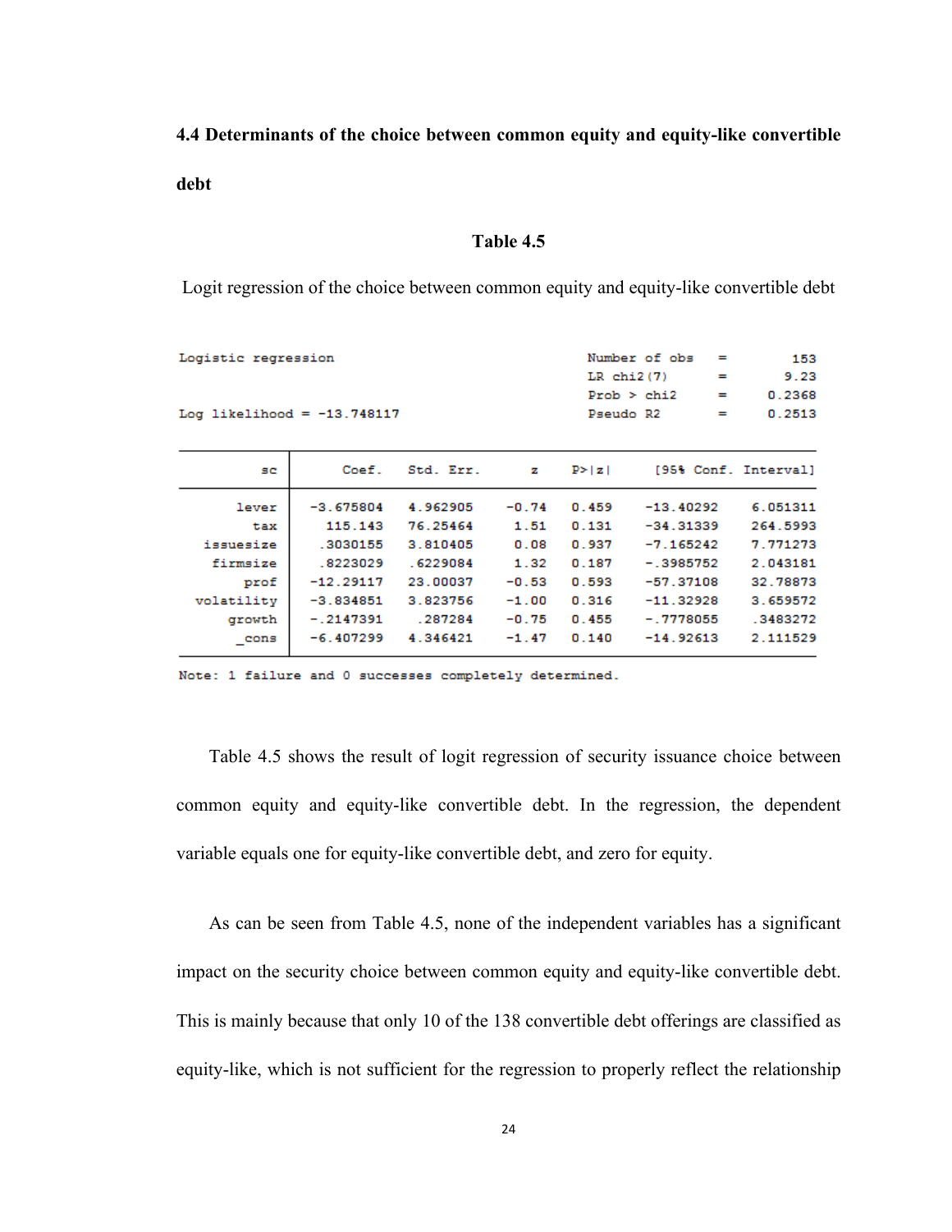### 4.4 Determinants of the choice between common equity and equity-like convertible debt

**Table 4.5**

Logit regression of the choice between common equity and equity-like convertible debt

```
Logistic regression                               Number of obs   =        153
                                                  LR chi2(7)      =       9.23
                                                  Prob > chi2     =     0.2368
Log likelihood = -13.748117                       Pseudo R2       =     0.2513
```

| sc | Coef. | Std. Err. | z | P>\|z\| | [95% Conf. | Interval] |
|---|---|---|---|---|---|---|
| lever | -3.675804 | 4.962905 | -0.74 | 0.459 | -13.40292 | 6.051311 |
| tax | 115.143 | 76.25464 | 1.51 | 0.131 | -34.31339 | 264.5993 |
| issuesize | .3030155 | 3.810405 | 0.08 | 0.937 | -7.165242 | 7.771273 |
| firmsize | .8223029 | .6229084 | 1.32 | 0.187 | -.3985752 | 2.043181 |
| prof | -12.29117 | 23.00037 | -0.53 | 0.593 | -57.37108 | 32.78873 |
| volatility | -3.834851 | 3.823756 | -1.00 | 0.316 | -11.32928 | 3.659572 |
| growth | -.2147391 | .287284 | -0.75 | 0.455 | -.7778055 | .3483272 |
| _cons | -6.407299 | 4.346421 | -1.47 | 0.140 | -14.92613 | 2.111529 |

Note: 1 failure and 0 successes completely determined.

Table 4.5 shows the result of logit regression of security issuance choice between common equity and equity-like convertible debt. In the regression, the dependent variable equals one for equity-like convertible debt, and zero for equity.

As can be seen from Table 4.5, none of the independent variables has a significant impact on the security choice between common equity and equity-like convertible debt. This is mainly because that only 10 of the 138 convertible debt offerings are classified as equity-like, which is not sufficient for the regression to properly reflect the relationship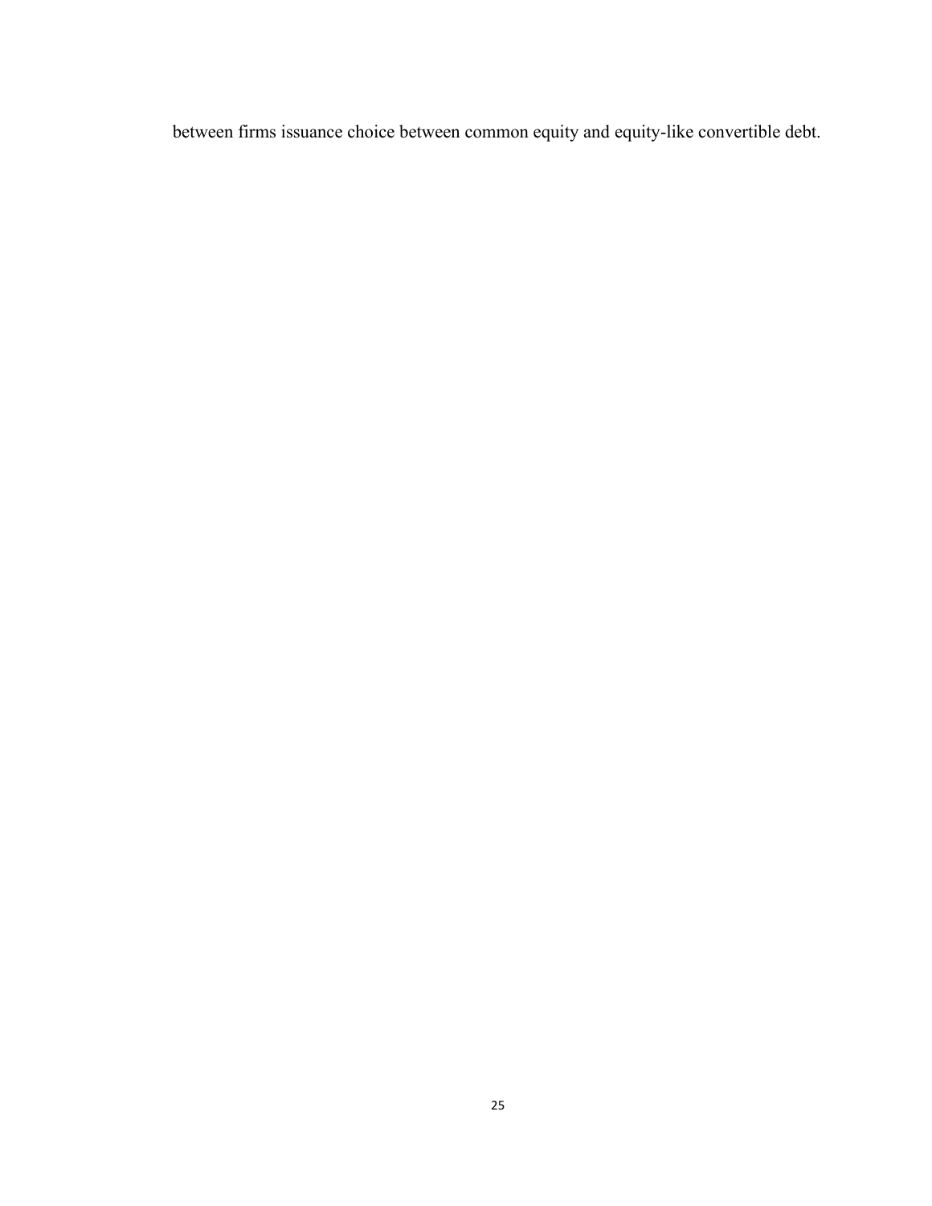between firms issuance choice between common equity and equity-like convertible debt.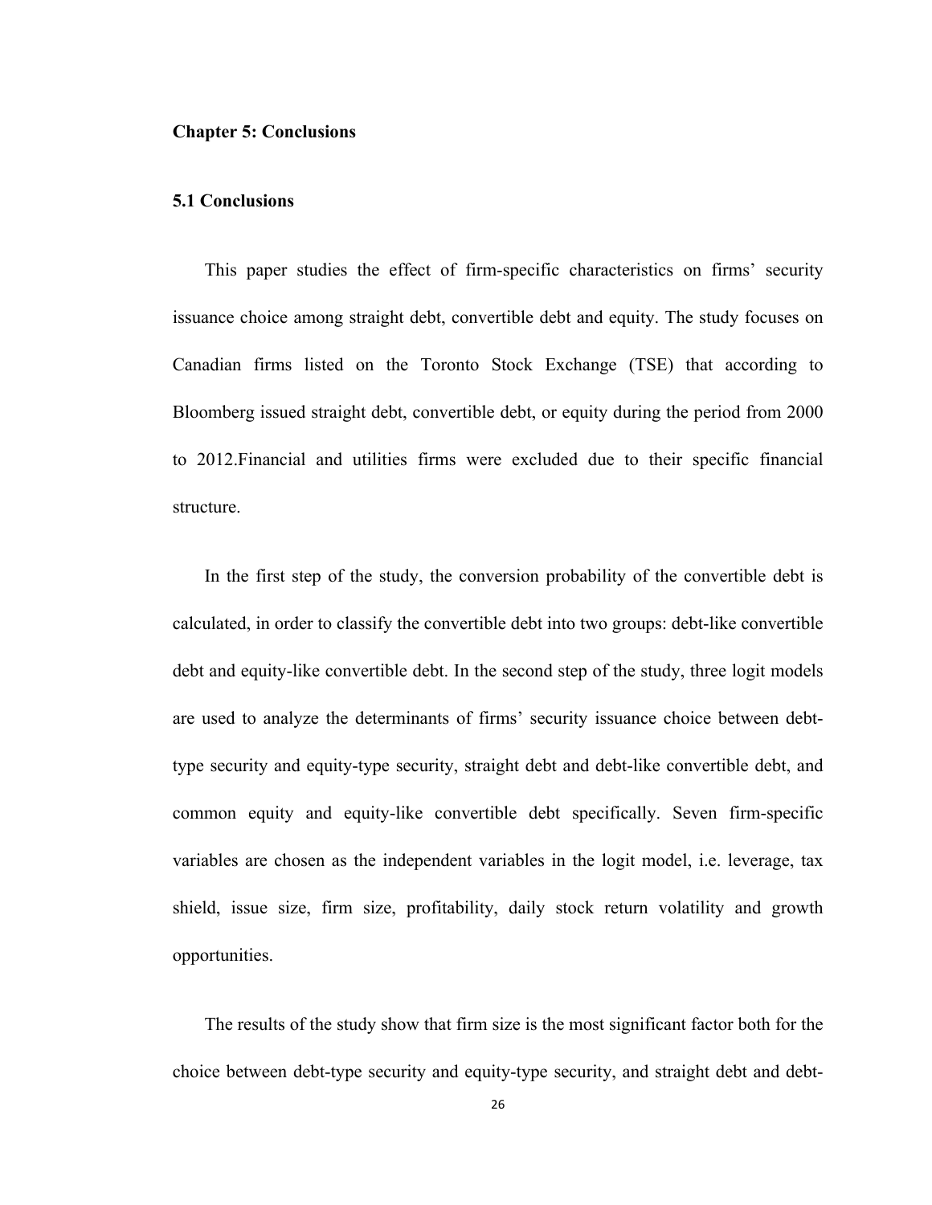## Chapter 5: Conclusions

### 5.1 Conclusions

This paper studies the effect of firm-specific characteristics on firms' security issuance choice among straight debt, convertible debt and equity. The study focuses on Canadian firms listed on the Toronto Stock Exchange (TSE) that according to Bloomberg issued straight debt, convertible debt, or equity during the period from 2000 to 2012.Financial and utilities firms were excluded due to their specific financial structure.

In the first step of the study, the conversion probability of the convertible debt is calculated, in order to classify the convertible debt into two groups: debt-like convertible debt and equity-like convertible debt. In the second step of the study, three logit models are used to analyze the determinants of firms' security issuance choice between debt-type security and equity-type security, straight debt and debt-like convertible debt, and common equity and equity-like convertible debt specifically. Seven firm-specific variables are chosen as the independent variables in the logit model, i.e. leverage, tax shield, issue size, firm size, profitability, daily stock return volatility and growth opportunities.

The results of the study show that firm size is the most significant factor both for the choice between debt-type security and equity-type security, and straight debt and debt-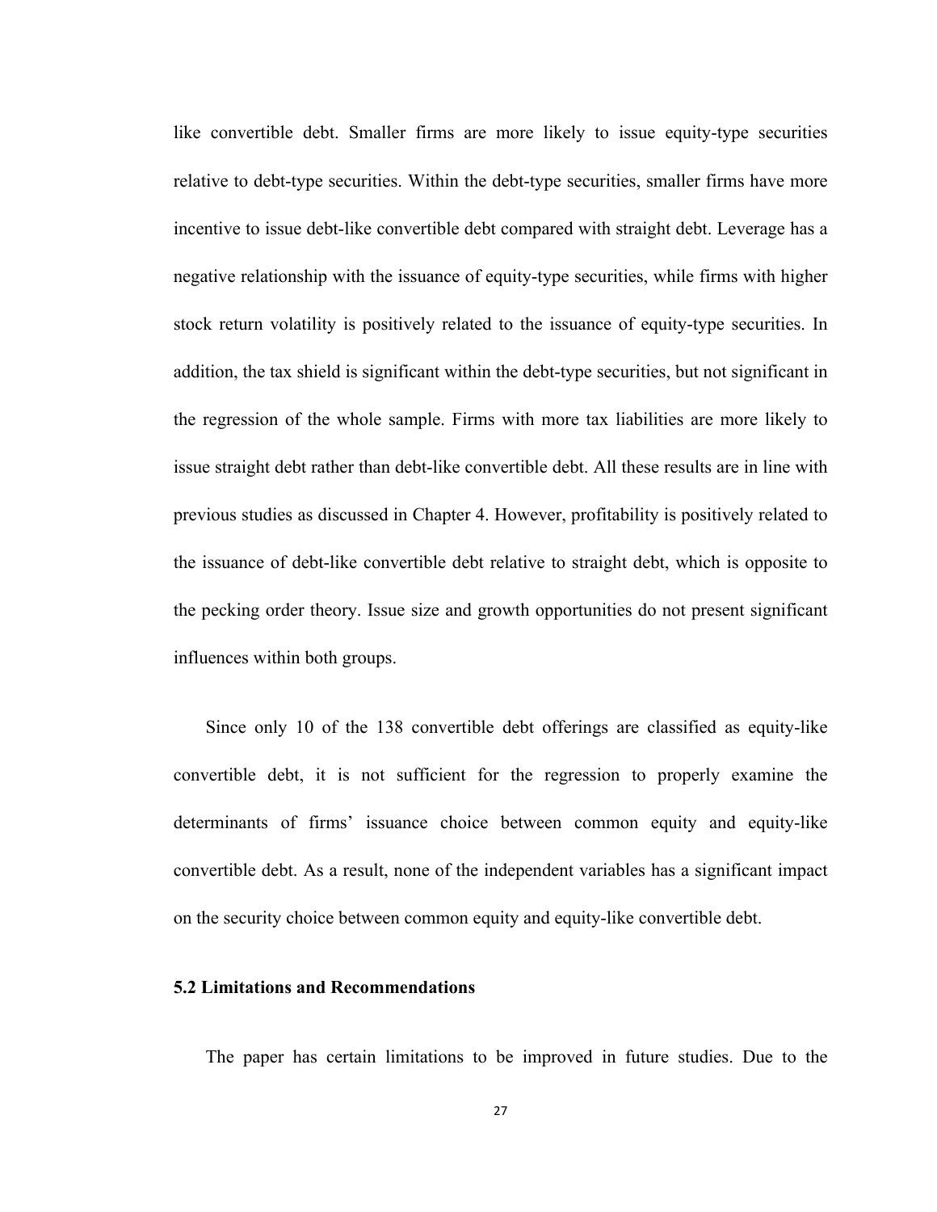like convertible debt. Smaller firms are more likely to issue equity-type securities relative to debt-type securities. Within the debt-type securities, smaller firms have more incentive to issue debt-like convertible debt compared with straight debt. Leverage has a negative relationship with the issuance of equity-type securities, while firms with higher stock return volatility is positively related to the issuance of equity-type securities. In addition, the tax shield is significant within the debt-type securities, but not significant in the regression of the whole sample. Firms with more tax liabilities are more likely to issue straight debt rather than debt-like convertible debt. All these results are in line with previous studies as discussed in Chapter 4. However, profitability is positively related to the issuance of debt-like convertible debt relative to straight debt, which is opposite to the pecking order theory. Issue size and growth opportunities do not present significant influences within both groups.

Since only 10 of the 138 convertible debt offerings are classified as equity-like convertible debt, it is not sufficient for the regression to properly examine the determinants of firms' issuance choice between common equity and equity-like convertible debt. As a result, none of the independent variables has a significant impact on the security choice between common equity and equity-like convertible debt.

### 5.2 Limitations and Recommendations

The paper has certain limitations to be improved in future studies. Due to the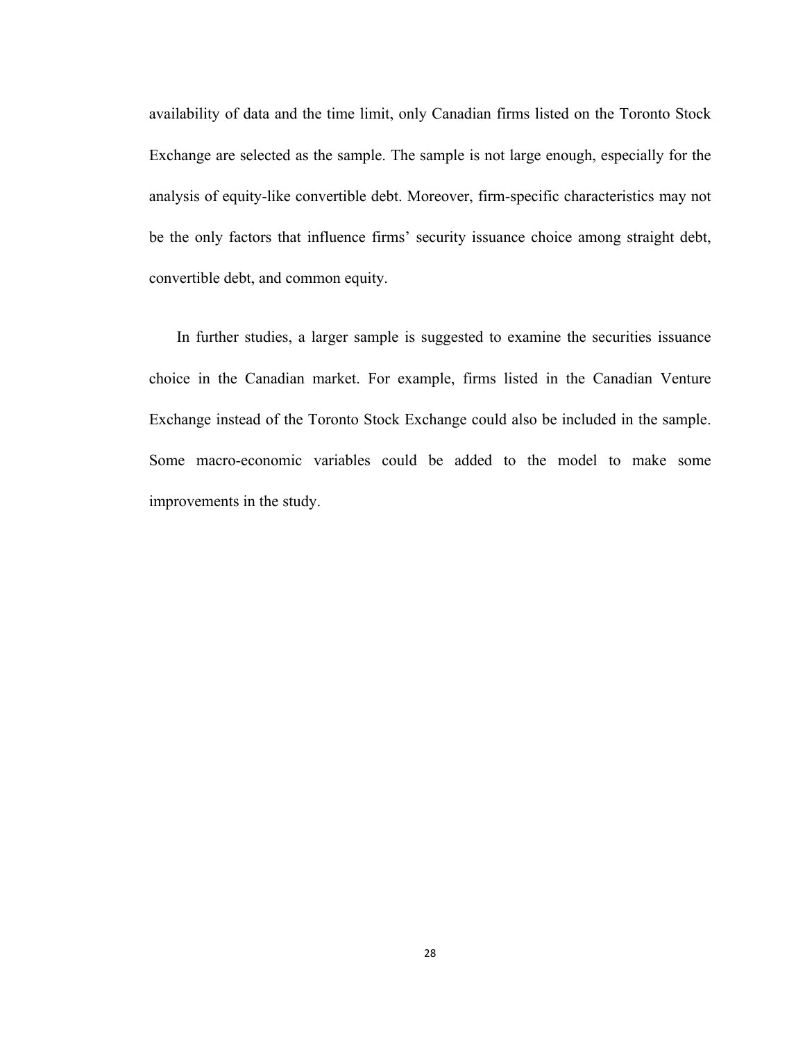availability of data and the time limit, only Canadian firms listed on the Toronto Stock Exchange are selected as the sample. The sample is not large enough, especially for the analysis of equity-like convertible debt. Moreover, firm-specific characteristics may not be the only factors that influence firms' security issuance choice among straight debt, convertible debt, and common equity.

In further studies, a larger sample is suggested to examine the securities issuance choice in the Canadian market. For example, firms listed in the Canadian Venture Exchange instead of the Toronto Stock Exchange could also be included in the sample. Some macro-economic variables could be added to the model to make some improvements in the study.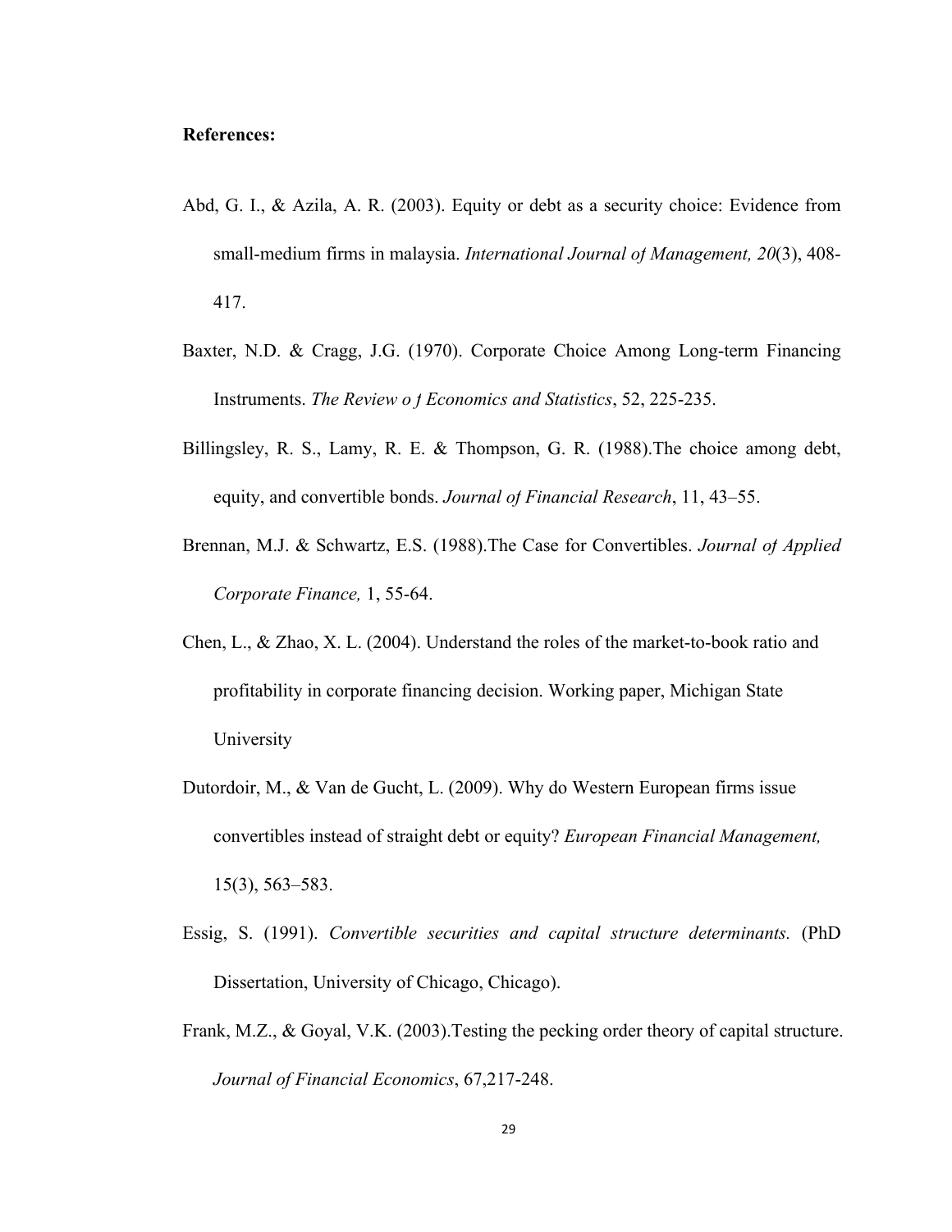**References:**

Abd, G. I., & Azila, A. R. (2003). Equity or debt as a security choice: Evidence from small-medium firms in malaysia. *International Journal of Management, 20*(3), 408-417.

Baxter, N.D. & Cragg, J.G. (1970). Corporate Choice Among Long-term Financing Instruments. *The Review o ƒ Economics and Statistics*, 52, 225-235.

Billingsley, R. S., Lamy, R. E. & Thompson, G. R. (1988).The choice among debt, equity, and convertible bonds. *Journal of Financial Research*, 11, 43–55.

Brennan, M.J. & Schwartz, E.S. (1988).The Case for Convertibles. *Journal of Applied Corporate Finance,* 1, 55-64.

Chen, L., & Zhao, X. L. (2004). Understand the roles of the market-to-book ratio and profitability in corporate financing decision. Working paper, Michigan State University

Dutordoir, M., & Van de Gucht, L. (2009). Why do Western European firms issue convertibles instead of straight debt or equity? *European Financial Management,* 15(3), 563–583.

Essig, S. (1991). *Convertible securities and capital structure determinants.* (PhD Dissertation, University of Chicago, Chicago).

Frank, M.Z., & Goyal, V.K. (2003).Testing the pecking order theory of capital structure. *Journal of Financial Economics*, 67,217-248.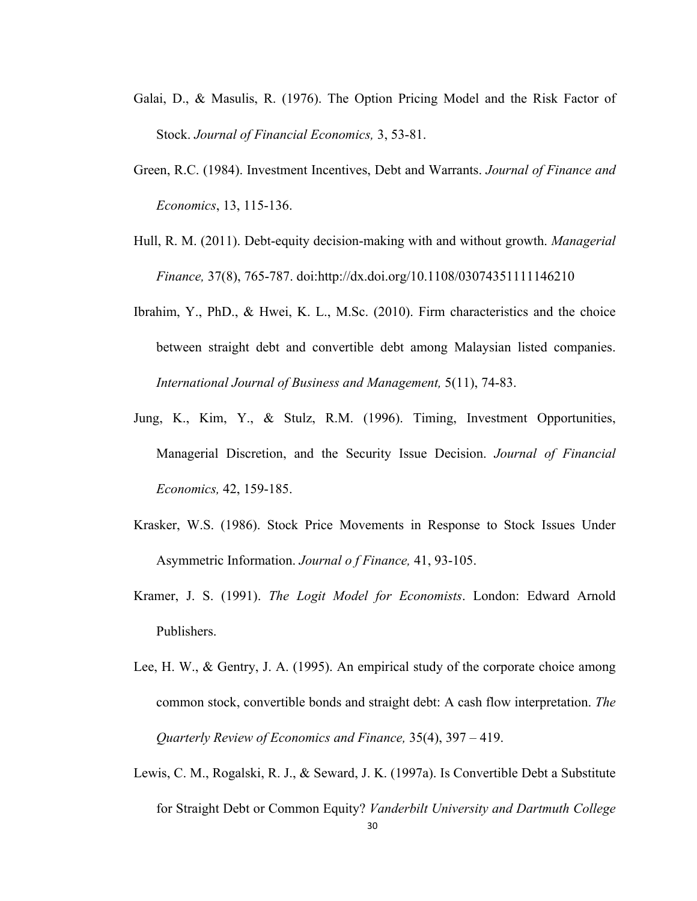Galai, D., & Masulis, R. (1976). The Option Pricing Model and the Risk Factor of Stock. *Journal of Financial Economics,* 3, 53-81.

Green, R.C. (1984). Investment Incentives, Debt and Warrants. *Journal of Finance and Economics*, 13, 115-136.

Hull, R. M. (2011). Debt-equity decision-making with and without growth. *Managerial Finance,* 37(8), 765-787. doi:http://dx.doi.org/10.1108/03074351111146210

Ibrahim, Y., PhD., & Hwei, K. L., M.Sc. (2010). Firm characteristics and the choice between straight debt and convertible debt among Malaysian listed companies. *International Journal of Business and Management,* 5(11), 74-83.

Jung, K., Kim, Y., & Stulz, R.M. (1996). Timing, Investment Opportunities, Managerial Discretion, and the Security Issue Decision. *Journal of Financial Economics,* 42, 159-185.

Krasker, W.S. (1986). Stock Price Movements in Response to Stock Issues Under Asymmetric Information. *Journal o f Finance,* 41, 93-105.

Kramer, J. S. (1991). *The Logit Model for Economists*. London: Edward Arnold Publishers.

Lee, H. W., & Gentry, J. A. (1995). An empirical study of the corporate choice among common stock, convertible bonds and straight debt: A cash flow interpretation. *The Quarterly Review of Economics and Finance,* 35(4), 397 – 419.

Lewis, C. M., Rogalski, R. J., & Seward, J. K. (1997a). Is Convertible Debt a Substitute for Straight Debt or Common Equity? *Vanderbilt University and Dartmouth College*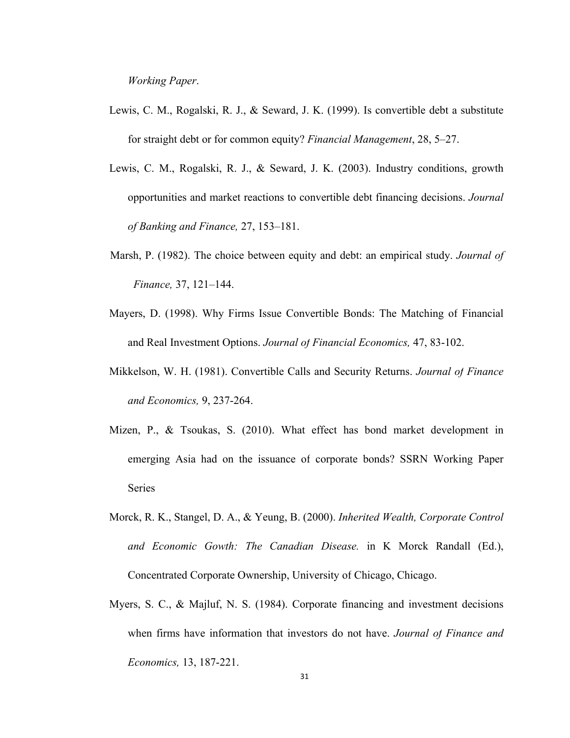*Working Paper*.

Lewis, C. M., Rogalski, R. J., & Seward, J. K. (1999). Is convertible debt a substitute for straight debt or for common equity? *Financial Management*, 28, 5–27.

Lewis, C. M., Rogalski, R. J., & Seward, J. K. (2003). Industry conditions, growth opportunities and market reactions to convertible debt financing decisions. *Journal of Banking and Finance,* 27, 153–181.

Marsh, P. (1982). The choice between equity and debt: an empirical study. *Journal of Finance,* 37, 121–144.

Mayers, D. (1998). Why Firms Issue Convertible Bonds: The Matching of Financial and Real Investment Options. *Journal of Financial Economics,* 47, 83-102.

Mikkelson, W. H. (1981). Convertible Calls and Security Returns. *Journal of Finance and Economics,* 9, 237-264.

Mizen, P., & Tsoukas, S. (2010). What effect has bond market development in emerging Asia had on the issuance of corporate bonds? SSRN Working Paper Series

Morck, R. K., Stangel, D. A., & Yeung, B. (2000). *Inherited Wealth, Corporate Control and Economic Gowth: The Canadian Disease.* in K Morck Randall (Ed.), Concentrated Corporate Ownership, University of Chicago, Chicago.

Myers, S. C., & Majluf, N. S. (1984). Corporate financing and investment decisions when firms have information that investors do not have. *Journal of Finance and Economics,* 13, 187-221.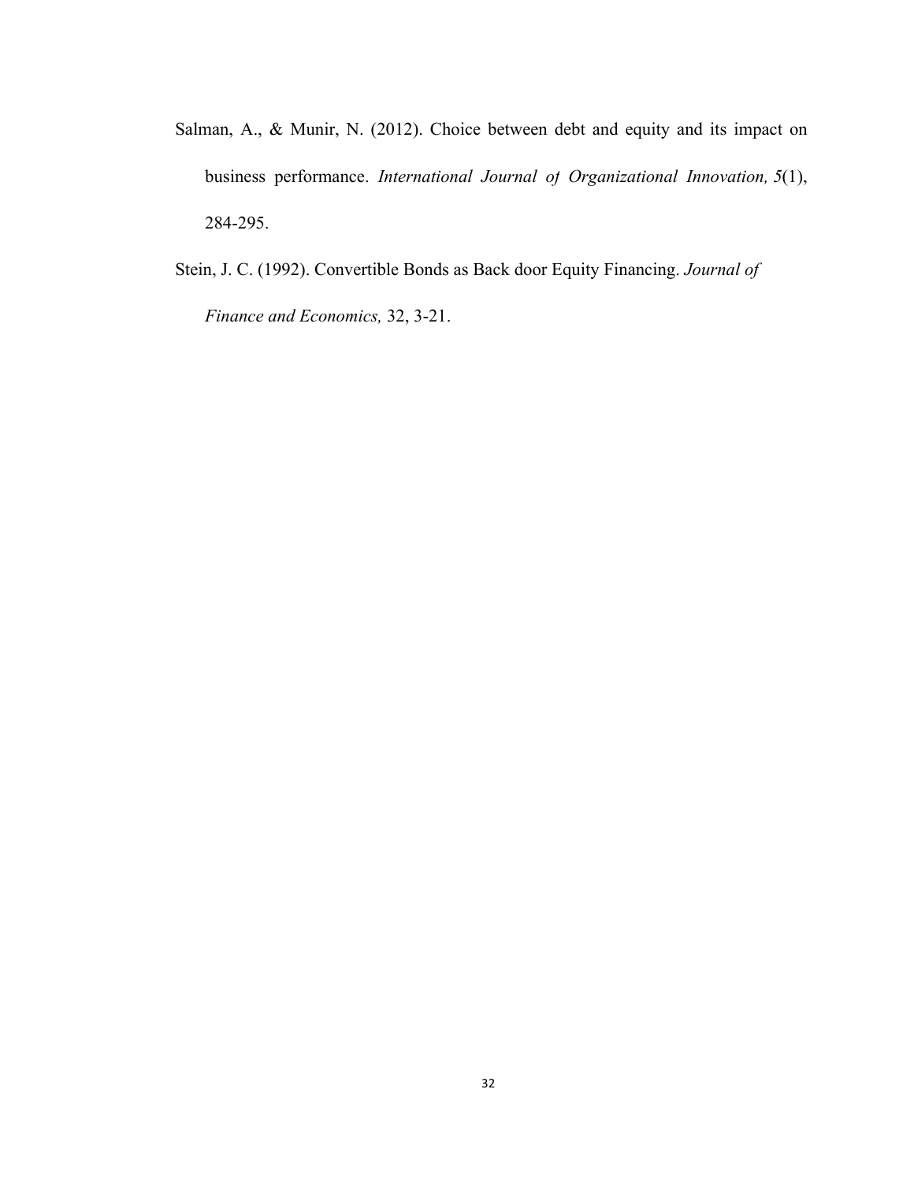Salman, A., & Munir, N. (2012). Choice between debt and equity and its impact on business performance. *International Journal of Organizational Innovation, 5*(1), 284-295.

Stein, J. C. (1992). Convertible Bonds as Back door Equity Financing. *Journal of Finance and Economics,* 32, 3-21.